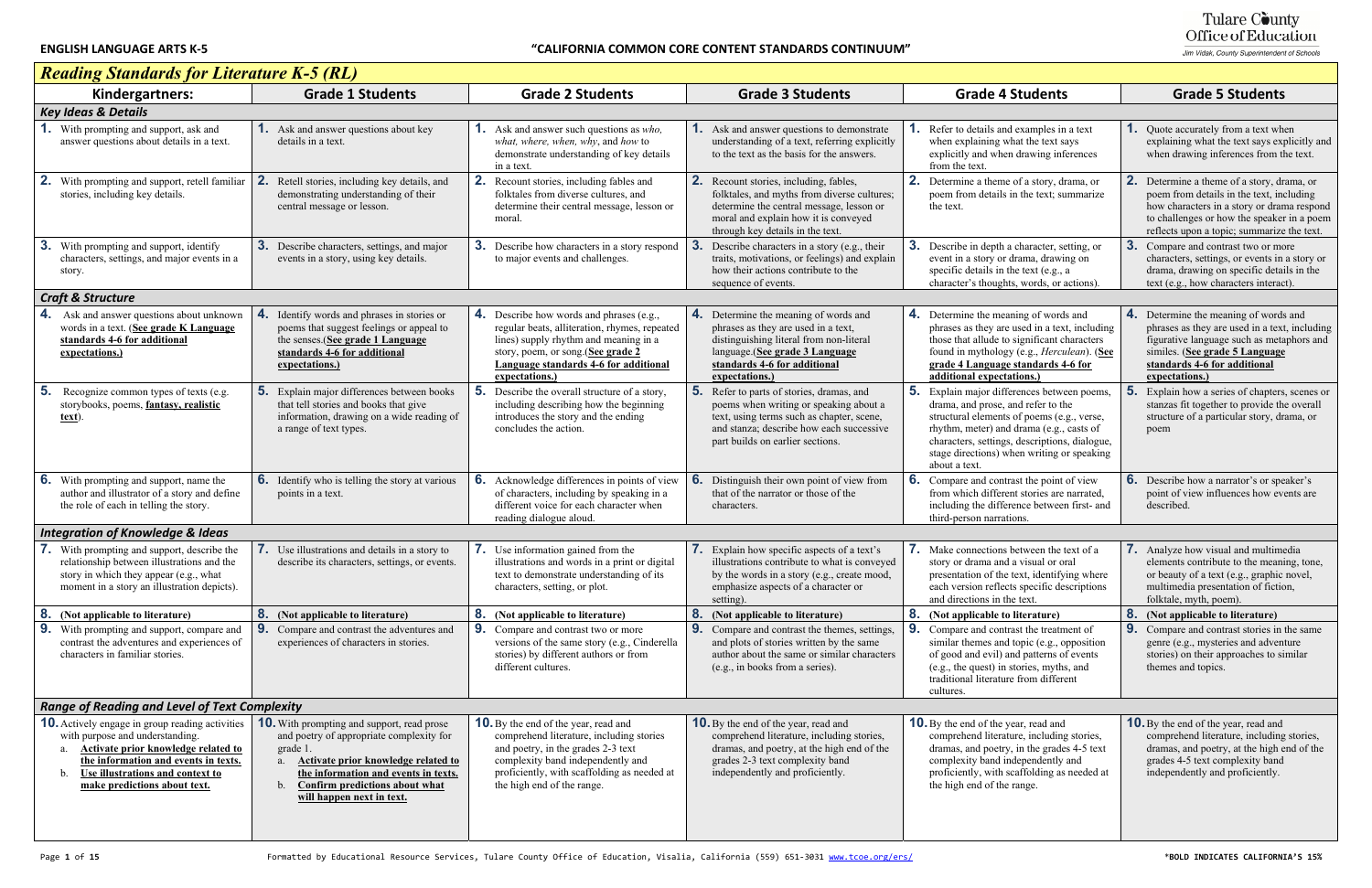**ENGLISH LANGUAGE ARTS K-5** **"CALIFORNIA COMMON CORE CONTENT STANDARDS CONTINUUM"**

## *Reading Standards for Literature K-5 (RL)*

| Kindergartners: | Grade 1 Students | Grade 2 Students | Grade 3 Students | Grade 4 Students | Grade 5 Students |
|---|---|---|---|---|---|
| ***Key Ideas & Details*** | | | | | |
| **1.** With prompting and support, ask and answer questions about details in a text. | **1.** Ask and answer questions about key details in a text. | **1.** Ask and answer such questions as *who, what, where, when, why*, and *how* to demonstrate understanding of key details in a text. | **1.** Ask and answer questions to demonstrate understanding of a text, referring explicitly to the text as the basis for the answers. | **1.** Refer to details and examples in a text when explaining what the text says explicitly and when drawing inferences from the text. | **1.** Quote accurately from a text when explaining what the text says explicitly and when drawing inferences from the text. |
| **2.** With prompting and support, retell familiar stories, including key details. | **2.** Retell stories, including key details, and demonstrating understanding of their central message or lesson. | **2.** Recount stories, including fables and folktales from diverse cultures, and determine their central message, lesson or moral. | **2.** Recount stories, including, fables, folktales, and myths from diverse cultures; determine the central message, lesson or moral and explain how it is conveyed through key details in the text. | **2.** Determine a theme of a story, drama, or poem from details in the text; summarize the text. | **2.** Determine a theme of a story, drama, or poem from details in the text, including how characters in a story or drama respond to challenges or how the speaker in a poem reflects upon a topic; summarize the text. |
| **3.** With prompting and support, identify characters, settings, and major events in a story. | **3.** Describe characters, settings, and major events in a story, using key details. | **3.** Describe how characters in a story respond to major events and challenges. | **3.** Describe characters in a story (e.g., their traits, motivations, or feelings) and explain how their actions contribute to the sequence of events. | **3.** Describe in depth a character, setting, or event in a story or drama, drawing on specific details in the text (e.g., a character's thoughts, words, or actions). | **3.** Compare and contrast two or more characters, settings, or events in a story or drama, drawing on specific details in the text (e.g., how characters interact). |
| ***Craft & Structure*** | | | | | |
| **4.** Ask and answer questions about unknown words in a text. (**<u>See grade K Language standards 4-6 for additional expectations.</u>**) | **4.** Identify words and phrases in stories or poems that suggest feelings or appeal to the senses.(**<u>See grade 1 Language standards 4-6 for additional expectations.</u>**) | **4.** Describe how words and phrases (e.g., regular beats, alliteration, rhymes, repeated lines) supply rhythm and meaning in a story, poem, or song.(**<u>See grade 2 Language standards 4-6 for additional expectations.</u>**) | **4.** Determine the meaning of words and phrases as they are used in a text, distinguishing literal from non-literal language.(**<u>See grade 3 Language standards 4-6 for additional expectations.</u>**) | **4.** Determine the meaning of words and phrases as they are used in a text, including those that allude to significant characters found in mythology (e.g., *Herculean*). (**<u>See grade 4 Language standards 4-6 for additional expectations.</u>**) | **4.** Determine the meaning of words and phrases as they are used in a text, including figurative language such as metaphors and similes. (**<u>See grade 5 Language standards 4-6 for additional expectations.</u>**) |
| **5.** Recognize common types of texts (e.g. storybooks, poems, **<u>fantasy, realistic text</u>**). | **5.** Explain major differences between books that tell stories and books that give information, drawing on a wide reading of a range of text types. | **5.** Describe the overall structure of a story, including describing how the beginning introduces the story and the ending concludes the action. | **5.** Refer to parts of stories, dramas, and poems when writing or speaking about a text, using terms such as chapter, scene, and stanza; describe how each successive part builds on earlier sections. | **5.** Explain major differences between poems, drama, and prose, and refer to the structural elements of poems (e.g., verse, rhythm, meter) and drama (e.g., casts of characters, settings, descriptions, dialogue, stage directions) when writing or speaking about a text. | **5.** Explain how a series of chapters, scenes or stanzas fit together to provide the overall structure of a particular story, drama, or poem |
| **6.** With prompting and support, name the author and illustrator of a story and define the role of each in telling the story. | **6.** Identify who is telling the story at various points in a text. | **6.** Acknowledge differences in points of view of characters, including by speaking in a different voice for each character when reading dialogue aloud. | **6.** Distinguish their own point of view from that of the narrator or those of the characters. | **6.** Compare and contrast the point of view from which different stories are narrated, including the difference between first- and third-person narrations. | **6.** Describe how a narrator's or speaker's point of view influences how events are described. |
| ***Integration of Knowledge & Ideas*** | | | | | |
| **7.** With prompting and support, describe the relationship between illustrations and the story in which they appear (e.g., what moment in a story an illustration depicts). | **7.** Use illustrations and details in a story to describe its characters, settings, or events. | **7.** Use information gained from the illustrations and words in a print or digital text to demonstrate understanding of its characters, setting, or plot. | **7.** Explain how specific aspects of a text's illustrations contribute to what is conveyed by the words in a story (e.g., create mood, emphasize aspects of a character or setting). | **7.** Make connections between the text of a story or drama and a visual or oral presentation of the text, identifying where each version reflects specific descriptions and directions in the text. | **7.** Analyze how visual and multimedia elements contribute to the meaning, tone, or beauty of a text (e.g., graphic novel, multimedia presentation of fiction, folktale, myth, poem). |
| **8. (Not applicable to literature)** | **8. (Not applicable to literature)** | **8. (Not applicable to literature)** | **8. (Not applicable to literature)** | **8. (Not applicable to literature)** | **8. (Not applicable to literature)** |
| **9.** With prompting and support, compare and contrast the adventures and experiences of characters in familiar stories. | **9.** Compare and contrast the adventures and experiences of characters in stories. | **9.** Compare and contrast two or more versions of the same story (e.g., Cinderella stories) by different authors or from different cultures. | **9.** Compare and contrast the themes, settings, and plots of stories written by the same author about the same or similar characters (e.g., in books from a series). | **9.** Compare and contrast the treatment of similar themes and topic (e.g., opposition of good and evil) and patterns of events (e.g., the quest) in stories, myths, and traditional literature from different cultures. | **9.** Compare and contrast stories in the same genre (e.g., mysteries and adventure stories) on their approaches to similar themes and topics. |
| ***Range of Reading and Level of Text Complexity*** | | | | | |
| **10.** Actively engage in group reading activities with purpose and understanding. a. **<u>Activate prior knowledge related to the information and events in texts.</u>** b. **<u>Use illustrations and context to make predictions about text.</u>** | **10.** With prompting and support, read prose and poetry of appropriate complexity for grade 1. a. **<u>Activate prior knowledge related to the information and events in texts.</u>** b. **<u>Confirm predictions about what will happen next in text.</u>** | **10.** By the end of the year, read and comprehend literature, including stories and poetry, in the grades 2-3 text complexity band independently and proficiently, with scaffolding as needed at the high end of the range. | **10.** By the end of the year, read and comprehend literature, including stories, dramas, and poetry, at the high end of the grades 2-3 text complexity band independently and proficiently. | **10.** By the end of the year, read and comprehend literature, including stories, dramas, and poetry, in the grades 4-5 text complexity band independently and proficiently, with scaffolding as needed at the high end of the range. | **10.** By the end of the year, read and comprehend literature, including stories, dramas, and poetry, at the high end of the grades 4-5 text complexity band independently and proficiently. |

Formatted by Educational Resource Services, Tulare County Office of Education, Visalia, California (559) 651-3031 www.tcoe.org/ers/

***BOLD INDICATES CALIFORNIA'S 15%**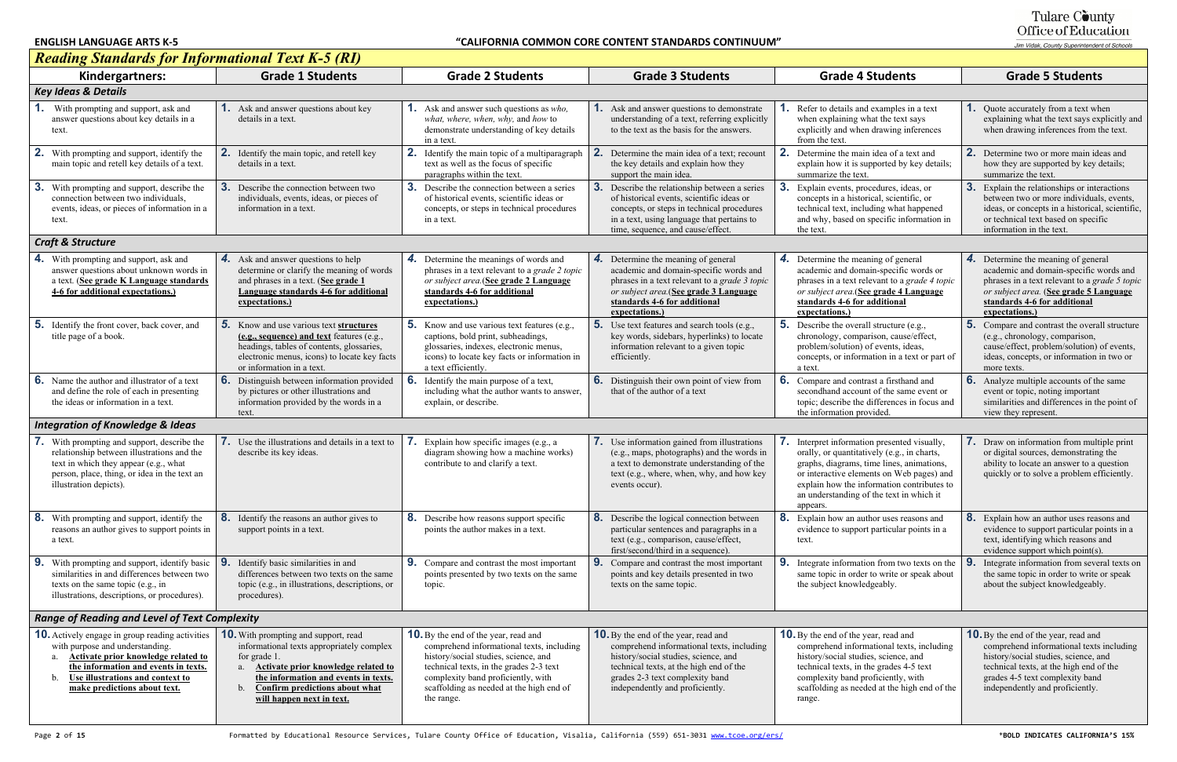**ENGLISH LANGUAGE ARTS K-5** — **"CALIFORNIA COMMON CORE CONTENT STANDARDS CONTINUUM"**

Tulare County Office of Education
*Jim Vidak, County Superintendent of Schools*

## *Reading Standards for Informational Text K-5 (RI)*

| Kindergartners: | Grade 1 Students | Grade 2 Students | Grade 3 Students | Grade 4 Students | Grade 5 Students |
|---|---|---|---|---|---|
| ***Key Ideas & Details*** | | | | | |
| **1.** With prompting and support, ask and answer questions about key details in a text. | **1.** Ask and answer questions about key details in a text. | **1.** Ask and answer such questions as *who, what, where, when, why,* and *how* to demonstrate understanding of key details in a text. | **1.** Ask and answer questions to demonstrate understanding of a text, referring explicitly to the text as the basis for the answers. | **1.** Refer to details and examples in a text when explaining what the text says explicitly and when drawing inferences from the text. | **1.** Quote accurately from a text when explaining what the text says explicitly and when drawing inferences from the text. |
| **2.** With prompting and support, identify the main topic and retell key details of a text. | **2.** Identify the main topic, and retell key details in a text. | **2.** Identify the main topic of a multiparagraph text as well as the focus of specific paragraphs within the text. | **2.** Determine the main idea of a text; recount the key details and explain how they support the main idea. | **2.** Determine the main idea of a text and explain how it is supported by key details; summarize the text. | **2.** Determine two or more main ideas and how they are supported by key details; summarize the text. |
| **3.** With prompting and support, describe the connection between two individuals, events, ideas, or pieces of information in a text. | **3.** Describe the connection between two individuals, events, ideas, or pieces of information in a text. | **3.** Describe the connection between a series of historical events, scientific ideas or concepts, or steps in technical procedures in a text. | **3.** Describe the relationship between a series of historical events, scientific ideas or concepts, or steps in technical procedures in a text, using language that pertains to time, sequence, and cause/effect. | **3.** Explain events, procedures, ideas, or concepts in a historical, scientific, or technical text, including what happened and why, based on specific information in the text. | **3.** Explain the relationships or interactions between two or more individuals, events, ideas, or concepts in a historical, scientific, or technical text based on specific information in the text. |
| ***Craft & Structure*** | | | | | |
| **4.** With prompting and support, ask and answer questions about unknown words in a text. (**See grade K Language standards 4-6 for additional expectations.)** | **4.** Ask and answer questions to help determine or clarify the meaning of words and phrases in a text. (**See grade 1 Language standards 4-6 for additional expectations.)** | **4.** Determine the meanings of words and phrases in a text relevant to a *grade 2 topic or subject area.*(**See grade 2 Language standards 4-6 for additional expectations.)** | **4.** Determine the meaning of general academic and domain-specific words and phrases in a text relevant to a *grade 3 topic or subject area.*(**See grade 3 Language standards 4-6 for additional expectations.)** | **4.** Determine the meaning of general academic and domain-specific words or phrases in a text relevant to a *grade 4 topic or subject area.*(**See grade 4 Language standards 4-6 for additional expectations.)** | **4.** Determine the meaning of general academic and domain-specific words and phrases in a text relevant to a *grade 5 topic or subject area.* (**See grade 5 Language standards 4-6 for additional expectations.)** |
| **5.** Identify the front cover, back cover, and title page of a book. | **5.** Know and use various text **structures (e.g., sequence) and text** features (e.g., headings, tables of contents, glossaries, electronic menus, icons) to locate key facts or information in a text. | **5.** Know and use various text features (e.g., captions, bold print, subheadings, glossaries, indexes, electronic menus, icons) to locate key facts or information in a text efficiently. | **5.** Use text features and search tools (e.g., key words, sidebars, hyperlinks) to locate information relevant to a given topic efficiently. | **5.** Describe the overall structure (e.g., chronology, comparison, cause/effect, problem/solution) of events, ideas, concepts, or information in a text or part of a text. | **5.** Compare and contrast the overall structure (e.g., chronology, comparison, cause/effect, problem/solution) of events, ideas, concepts, or information in two or more texts. |
| **6.** Name the author and illustrator of a text and define the role of each in presenting the ideas or information in a text. | **6.** Distinguish between information provided by pictures or other illustrations and information provided by the words in a text. | **6.** Identify the main purpose of a text, including what the author wants to answer, explain, or describe. | **6.** Distinguish their own point of view from that of the author of a text | **6.** Compare and contrast a firsthand and secondhand account of the same event or topic; describe the differences in focus and the information provided. | **6.** Analyze multiple accounts of the same event or topic, noting important similarities and differences in the point of view they represent. |
| ***Integration of Knowledge & Ideas*** | | | | | |
| **7.** With prompting and support, describe the relationship between illustrations and the text in which they appear (e.g., what person, place, thing, or idea in the text an illustration depicts). | **7.** Use the illustrations and details in a text to describe its key ideas. | **7.** Explain how specific images (e.g., a diagram showing how a machine works) contribute to and clarify a text. | **7.** Use information gained from illustrations (e.g., maps, photographs) and the words in a text to demonstrate understanding of the text (e.g., where, when, why, and how key events occur). | **7.** Interpret information presented visually, orally, or quantitatively (e.g., in charts, graphs, diagrams, time lines, animations, or interactive elements on Web pages) and explain how the information contributes to an understanding of the text in which it appears. | **7.** Draw on information from multiple print or digital sources, demonstrating the ability to locate an answer to a question quickly or to solve a problem efficiently. |
| **8.** With prompting and support, identify the reasons an author gives to support points in a text. | **8.** Identify the reasons an author gives to support points in a text. | **8.** Describe how reasons support specific points the author makes in a text. | **8.** Describe the logical connection between particular sentences and paragraphs in a text (e.g., comparison, cause/effect, first/second/third in a sequence). | **8.** Explain how an author uses reasons and evidence to support particular points in a text. | **8.** Explain how an author uses reasons and evidence to support particular points in a text, identifying which reasons and evidence support which point(s). |
| **9.** With prompting and support, identify basic similarities in and differences between two texts on the same topic (e.g., in illustrations, descriptions, or procedures). | **9.** Identify basic similarities in and differences between two texts on the same topic (e.g., in illustrations, descriptions, or procedures). | **9.** Compare and contrast the most important points presented by two texts on the same topic. | **9.** Compare and contrast the most important points and key details presented in two texts on the same topic. | **9.** Integrate information from two texts on the same topic in order to write or speak about the subject knowledgeably. | **9.** Integrate information from several texts on the same topic in order to write or speak about the subject knowledgeably. |
| ***Range of Reading and Level of Text Complexity*** | | | | | |
| **10.** Actively engage in group reading activities with purpose and understanding. a. **Activate prior knowledge related to the information and events in texts.** b. **Use illustrations and context to make predictions about text.** | **10.** With prompting and support, read informational texts appropriately complex for grade 1. a. **Activate prior knowledge related to the information and events in texts.** b. **Confirm predictions about what will happen next in text.** | **10.** By the end of the year, read and comprehend informational texts, including history/social studies, science, and technical texts, in the grades 2-3 text complexity band proficiently, with scaffolding as needed at the high end of the range. | **10.** By the end of the year, read and comprehend informational texts, including history/social studies, science, and technical texts, at the high end of the grades 2-3 text complexity band independently and proficiently. | **10.** By the end of the year, read and comprehend informational texts, including history/social studies, science, and technical texts, in the grades 4-5 text complexity band proficiently, with scaffolding as needed at the high end of the range. | **10.** By the end of the year, read and comprehend informational texts including history/social studies, science, and technical texts, at the high end of the grades 4-5 text complexity band independently and proficiently. |

Formatted by Educational Resource Services, Tulare County Office of Education, Visalia, California (559) 651-3031 www.tcoe.org/ers/

***BOLD INDICATES CALIFORNIA'S 15%**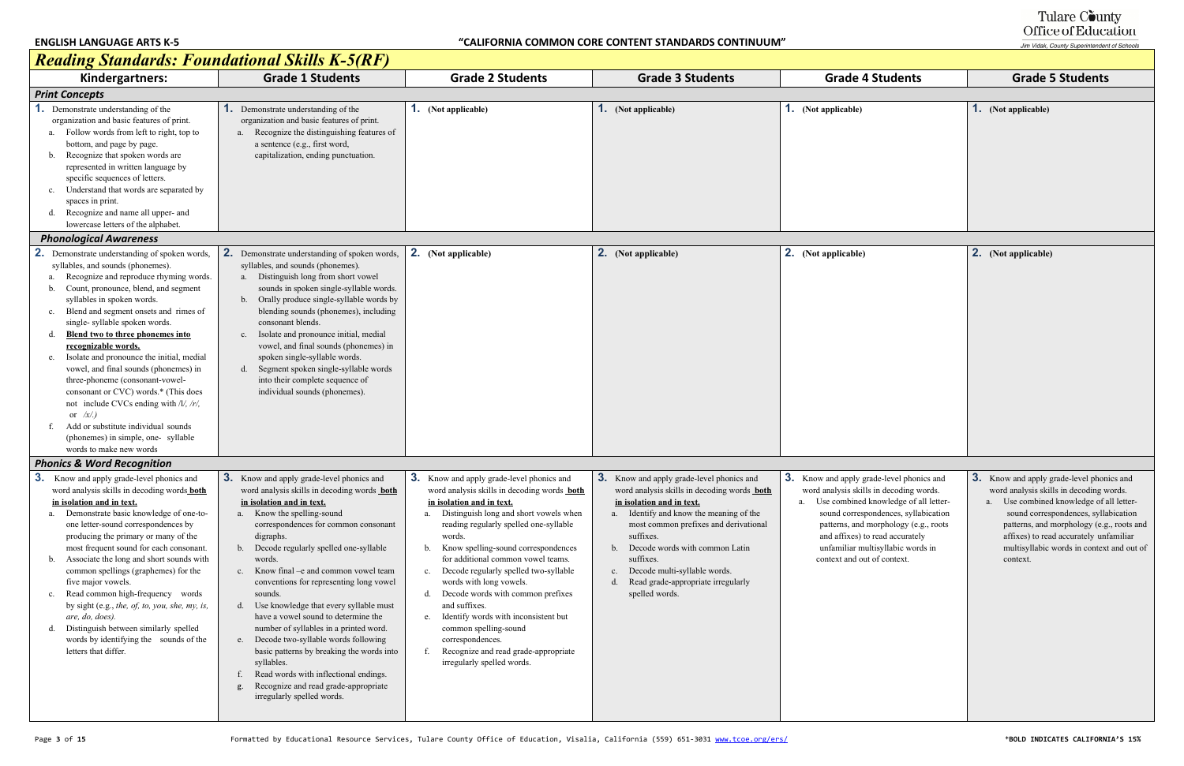**ENGLISH LANGUAGE ARTS K-5** **"CALIFORNIA COMMON CORE CONTENT STANDARDS CONTINUUM"**

# *Reading Standards: Foundational Skills K-5(RF)*

| Kindergartners: | Grade 1 Students | Grade 2 Students | Grade 3 Students | Grade 4 Students | Grade 5 Students |
|---|---|---|---|---|---|
| ***Print Concepts*** | | | | | |
| **1.** Demonstrate understanding of the organization and basic features of print.<br>a. Follow words from left to right, top to bottom, and page by page.<br>b. Recognize that spoken words are represented in written language by specific sequences of letters.<br>c. Understand that words are separated by spaces in print.<br>d. Recognize and name all upper- and lowercase letters of the alphabet. | **1.** Demonstrate understanding of the organization and basic features of print.<br>a. Recognize the distinguishing features of a sentence (e.g., first word, capitalization, ending punctuation. | **1. (Not applicable)** | **1. (Not applicable)** | **1. (Not applicable)** | **1. (Not applicable)** |
| ***Phonological Awareness*** | | | | | |
| **2.** Demonstrate understanding of spoken words, syllables, and sounds (phonemes).<br>a. Recognize and reproduce rhyming words.<br>b. Count, pronounce, blend, and segment syllables in spoken words.<br>c. Blend and segment onsets and rimes of single- syllable spoken words.<br>d. **Blend two to three phonemes into recognizable words.**<br>e. Isolate and pronounce the initial, medial vowel, and final sounds (phonemes) in three-phoneme (consonant-vowel-consonant or CVC) words.* (This does not include CVCs ending with /l/, /r/, or /x/.)<br>f. Add or substitute individual sounds (phonemes) in simple, one- syllable words to make new words | **2.** Demonstrate understanding of spoken words, syllables, and sounds (phonemes).<br>a. Distinguish long from short vowel sounds in spoken single-syllable words.<br>b. Orally produce single-syllable words by blending sounds (phonemes), including consonant blends.<br>c. Isolate and pronounce initial, medial vowel, and final sounds (phonemes) in spoken single-syllable words.<br>d. Segment spoken single-syllable words into their complete sequence of individual sounds (phonemes). | **2. (Not applicable)** | **2. (Not applicable)** | **2. (Not applicable)** | **2. (Not applicable)** |
| ***Phonics & Word Recognition*** | | | | | |
| **3.** Know and apply grade-level phonics and word analysis skills in decoding words **both in isolation and in text.**<br>a. Demonstrate basic knowledge of one-to-one letter-sound correspondences by producing the primary or many of the most frequent sound for each consonant.<br>b. Associate the long and short sounds with common spellings (graphemes) for the five major vowels.<br>c. Read common high-frequency words by sight (e.g., *the, of, to, you, she, my, is, are, do, does).*<br>d. Distinguish between similarly spelled words by identifying the sounds of the letters that differ. | **3.** Know and apply grade-level phonics and word analysis skills in decoding words **both in isolation and in text.**<br>a. Know the spelling-sound correspondences for common consonant digraphs.<br>b. Decode regularly spelled one-syllable words.<br>c. Know final –e and common vowel team conventions for representing long vowel sounds.<br>d. Use knowledge that every syllable must have a vowel sound to determine the number of syllables in a printed word.<br>e. Decode two-syllable words following basic patterns by breaking the words into syllables.<br>f. Read words with inflectional endings.<br>g. Recognize and read grade-appropriate irregularly spelled words. | **3.** Know and apply grade-level phonics and word analysis skills in decoding words **both in isolation and in text.**<br>a. Distinguish long and short vowels when reading regularly spelled one-syllable words.<br>b. Know spelling-sound correspondences for additional common vowel teams.<br>c. Decode regularly spelled two-syllable words with long vowels.<br>d. Decode words with common prefixes and suffixes.<br>e. Identify words with inconsistent but common spelling-sound correspondences.<br>f. Recognize and read grade-appropriate irregularly spelled words. | **3.** Know and apply grade-level phonics and word analysis skills in decoding words **both in isolation and in text.**<br>a. Identify and know the meaning of the most common prefixes and derivational suffixes.<br>b. Decode words with common Latin suffixes.<br>c. Decode multi-syllable words.<br>d. Read grade-appropriate irregularly spelled words. | **3.** Know and apply grade-level phonics and word analysis skills in decoding words.<br>a. Use combined knowledge of all letter-sound correspondences, syllabication patterns, and morphology (e.g., roots and affixes) to read accurately unfamiliar multisyllabic words in context and out of context. | **3.** Know and apply grade-level phonics and word analysis skills in decoding words.<br>a. Use combined knowledge of all letter-sound correspondences, syllabication patterns, and morphology (e.g., roots and affixes) to read accurately unfamiliar multisyllabic words in context and out of context. |

Formatted by Educational Resource Services, Tulare County Office of Education, Visalia, California (559) 651-3031 www.tcoe.org/ers/

*BOLD INDICATES CALIFORNIA'S 15%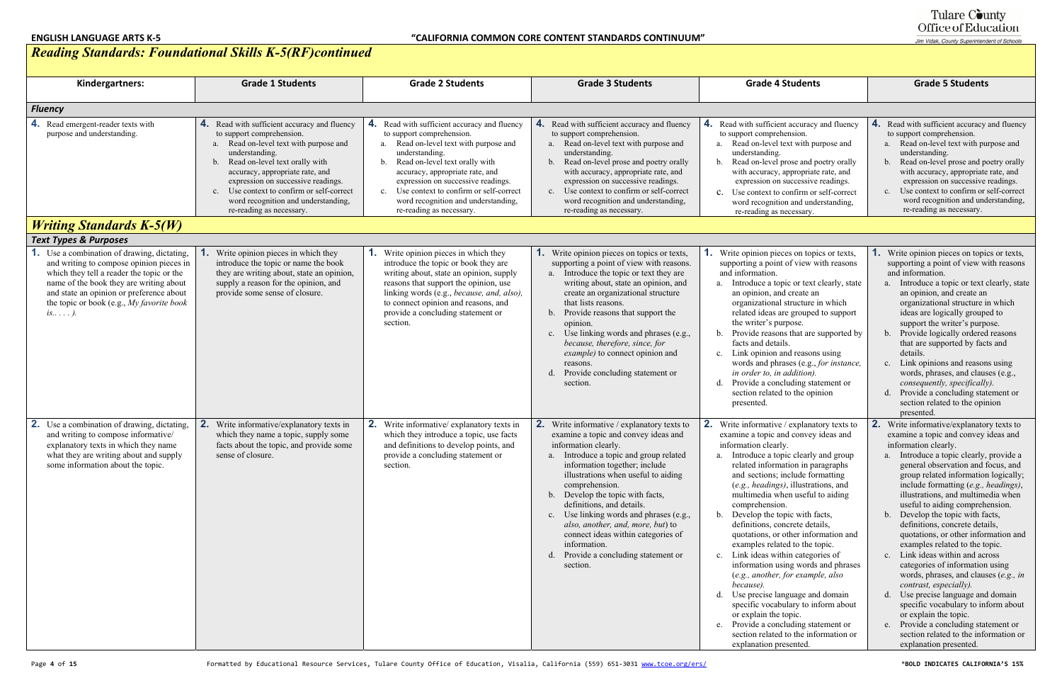## Reading Standards: Foundational Skills K-5(RF)continued

| Kindergartners: | Grade 1 Students | Grade 2 Students | Grade 3 Students | Grade 4 Students | Grade 5 Students |
|---|---|---|---|---|---|
| ***Fluency*** | | | | | |
| **4.** Read emergent-reader texts with purpose and understanding. | **4.** Read with sufficient accuracy and fluency to support comprehension.<br>a. Read on-level text with purpose and understanding.<br>b. Read on-level text orally with accuracy, appropriate rate, and expression on successive readings.<br>c. Use context to confirm or self-correct word recognition and understanding, re-reading as necessary. | **4.** Read with sufficient accuracy and fluency to support comprehension.<br>a. Read on-level text with purpose and understanding.<br>b. Read on-level text orally with accuracy, appropriate rate, and expression on successive readings.<br>c. Use context to confirm or self-correct word recognition and understanding, re-reading as necessary. | **4.** Read with sufficient accuracy and fluency to support comprehension.<br>a. Read on-level text with purpose and understanding.<br>b. Read on-level prose and poetry orally with accuracy, appropriate rate, and expression on successive readings.<br>c. Use context to confirm or self-correct word recognition and understanding, re-reading as necessary. | **4.** Read with sufficient accuracy and fluency to support comprehension.<br>a. Read on-level text with purpose and understanding.<br>b. Read on-level prose and poetry orally with accuracy, appropriate rate, and expression on successive readings.<br>c. Use context to confirm or self-correct word recognition and understanding, re-reading as necessary. | **4.** Read with sufficient accuracy and fluency to support comprehension.<br>a. Read on-level text with purpose and understanding.<br>b. Read on-level prose and poetry orally with accuracy, appropriate rate, and expression on successive readings.<br>c. Use context to confirm or self-correct word recognition and understanding, re-reading as necessary. |

## Writing Standards K-5(W)

| Kindergartners: | Grade 1 Students | Grade 2 Students | Grade 3 Students | Grade 4 Students | Grade 5 Students |
|---|---|---|---|---|---|
| ***Text Types & Purposes*** | | | | | |
| **1.** Use a combination of drawing, dictating, and writing to compose opinion pieces in which they tell a reader the topic or the name of the book they are writing about and state an opinion or preference about the topic or book (e.g., *My favorite book is.. . . . ).* | **1.** Write opinion pieces in which they introduce the topic or name the book they are writing about, state an opinion, supply a reason for the opinion, and provide some sense of closure. | **1.** Write opinion pieces in which they introduce the topic or book they are writing about, state an opinion, supply reasons that support the opinion, use linking words (e.g., *because, and, also),* to connect opinion and reasons, and provide a concluding statement or section. | **1.** Write opinion pieces on topics or texts, supporting a point of view with reasons.<br>a. Introduce the topic or text they are writing about, state an opinion, and create an organizational structure that lists reasons.<br>b. Provide reasons that support the opinion.<br>c. Use linking words and phrases (e.g., *because, therefore, since, for example)* to connect opinion and reasons.<br>d. Provide concluding statement or section. | **1.** Write opinion pieces on topics or texts, supporting a point of view with reasons and information.<br>a. Introduce a topic or text clearly, state an opinion, and create an organizational structure in which related ideas are grouped to support the writer's purpose.<br>b. Provide reasons that are supported by facts and details.<br>c. Link opinion and reasons using words and phrases (e.g., *for instance, in order to, in addition).*<br>d. Provide a concluding statement or section related to the opinion presented. | **1.** Write opinion pieces on topics or texts, supporting a point of view with reasons and information.<br>a. Introduce a topic or text clearly, state an opinion, and create an organizational structure in which ideas are logically grouped to support the writer's purpose.<br>b. Provide logically ordered reasons that are supported by facts and details.<br>c. Link opinions and reasons using words, phrases, and clauses (e.g., *consequently, specifically).*<br>d. Provide a concluding statement or section related to the opinion presented. |
| **2.** Use a combination of drawing, dictating, and writing to compose informative/ explanatory texts in which they name what they are writing about and supply some information about the topic. | **2.** Write informative/explanatory texts in which they name a topic, supply some facts about the topic, and provide some sense of closure. | **2.** Write informative/ explanatory texts in which they introduce a topic, use facts and definitions to develop points, and provide a concluding statement or section. | **2.** Write informative / explanatory texts to examine a topic and convey ideas and information clearly.<br>a. Introduce a topic and group related information together; include illustrations when useful to aiding comprehension.<br>b. Develop the topic with facts, definitions, and details.<br>c. Use linking words and phrases (e.g., *also, another, and, more, but*) to connect ideas within categories of information.<br>d. Provide a concluding statement or section. | **2.** Write informative / explanatory texts to examine a topic and convey ideas and information clearly.<br>a. Introduce a topic clearly and group related information in paragraphs and sections; include formatting (*e.g., headings)*, illustrations, and multimedia when useful to aiding comprehension.<br>b. Develop the topic with facts, definitions, concrete details, quotations, or other information and examples related to the topic.<br>c. Link ideas within categories of information using words and phrases (*e.g., another, for example, also because).*<br>d. Use precise language and domain specific vocabulary to inform about or explain the topic.<br>e. Provide a concluding statement or section related to the information or explanation presented. | **2.** Write informative/explanatory texts to examine a topic and convey ideas and information clearly.<br>a. Introduce a topic clearly, provide a general observation and focus, and group related information logically; include formatting (*e.g., headings)*, illustrations, and multimedia when useful to aiding comprehension.<br>b. Develop the topic with facts, definitions, concrete details, quotations, or other information and examples related to the topic.<br>c. Link ideas within and across categories of information using words, phrases, and clauses (*e.g., in contrast, especially).*<br>d. Use precise language and domain specific vocabulary to inform about or explain the topic.<br>e. Provide a concluding statement or section related to the information or explanation presented. |

*BOLD INDICATES CALIFORNIA'S 15%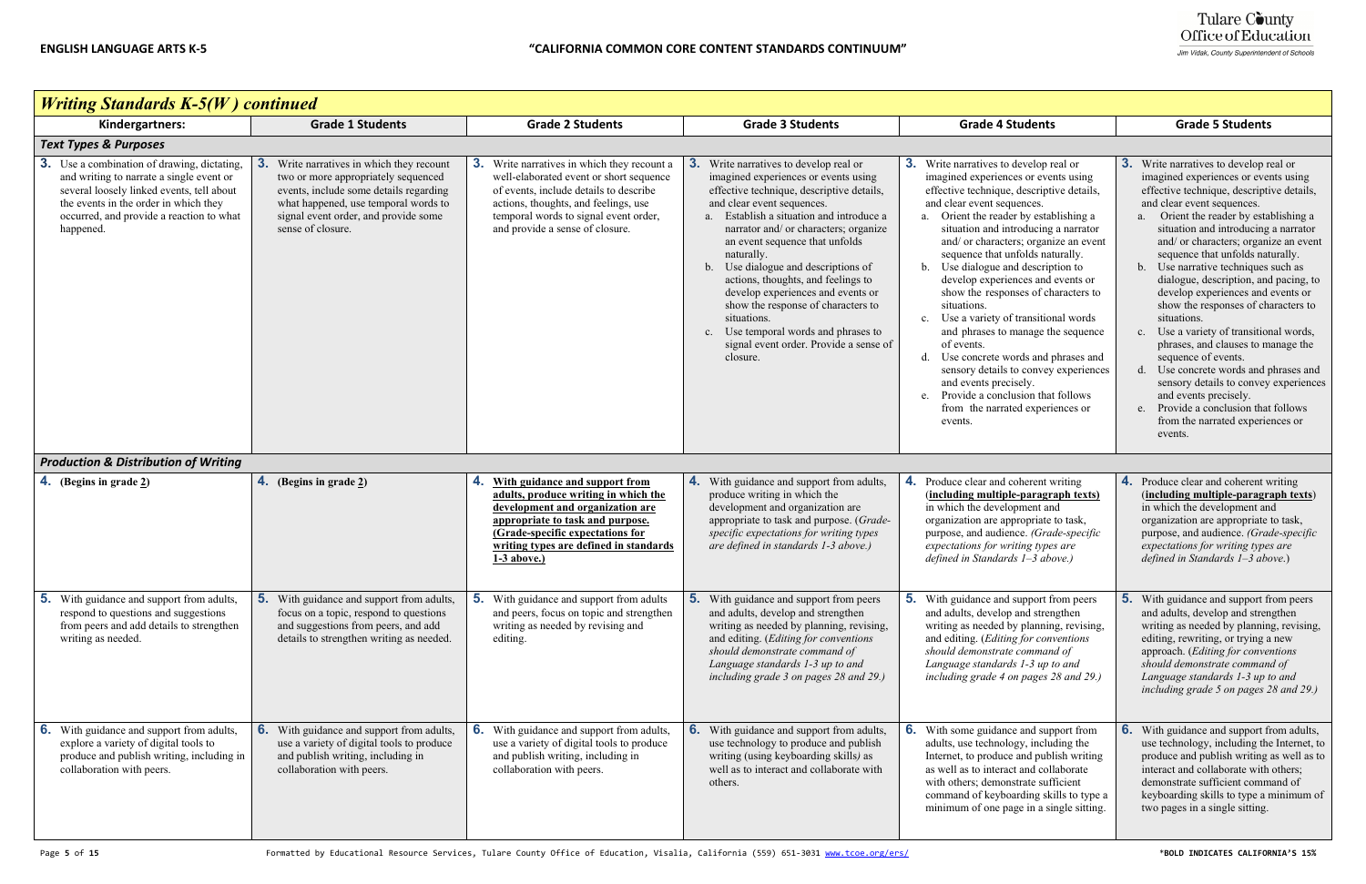## *Writing Standards K-5(W ) continued*

| Kindergartners: | Grade 1 Students | Grade 2 Students | Grade 3 Students | Grade 4 Students | Grade 5 Students |
|---|---|---|---|---|---|
| ***Text Types & Purposes*** | | | | | |
| **3.** Use a combination of drawing, dictating, and writing to narrate a single event or several loosely linked events, tell about the events in the order in which they occurred, and provide a reaction to what happened. | **3.** Write narratives in which they recount two or more appropriately sequenced events, include some details regarding what happened, use temporal words to signal event order, and provide some sense of closure. | **3.** Write narratives in which they recount a well-elaborated event or short sequence of events, include details to describe actions, thoughts, and feelings, use temporal words to signal event order, and provide a sense of closure. | **3.** Write narratives to develop real or imagined experiences or events using effective technique, descriptive details, and clear event sequences.<br>a. Establish a situation and introduce a narrator and/ or characters; organize an event sequence that unfolds naturally.<br>b. Use dialogue and descriptions of actions, thoughts, and feelings to develop experiences and events or show the response of characters to situations.<br>c. Use temporal words and phrases to signal event order. Provide a sense of closure. | **3.** Write narratives to develop real or imagined experiences or events using effective technique, descriptive details, and clear event sequences.<br>a. Orient the reader by establishing a situation and introducing a narrator and/ or characters; organize an event sequence that unfolds naturally.<br>b. Use dialogue and description to develop experiences and events or show the responses of characters to situations.<br>c. Use a variety of transitional words and phrases to manage the sequence of events.<br>d. Use concrete words and phrases and sensory details to convey experiences and events precisely.<br>e. Provide a conclusion that follows from the narrated experiences or events. | **3.** Write narratives to develop real or imagined experiences or events using effective technique, descriptive details, and clear event sequences.<br>a. Orient the reader by establishing a situation and introducing a narrator and/ or characters; organize an event sequence that unfolds naturally.<br>b. Use narrative techniques such as dialogue, description, and pacing, to develop experiences and events or show the responses of characters to situations.<br>c. Use a variety of transitional words, phrases, and clauses to manage the sequence of events.<br>d. Use concrete words and phrases and sensory details to convey experiences and events precisely.<br>e. Provide a conclusion that follows from the narrated experiences or events. |
| ***Production & Distribution of Writing*** | | | | | |
| **4.** **(Begins in grade 2)** | **4.** **(Begins in grade 2)** | **4.** **With guidance and support from adults, produce writing in which the development and organization are appropriate to task and purpose. (Grade-specific expectations for writing types are defined in standards 1-3 above.)** | **4.** With guidance and support from adults, produce writing in which the development and organization are appropriate to task and purpose. (*Grade-specific expectations for writing types are defined in standards 1-3 above.)* | **4.** Produce clear and coherent writing (**including multiple-paragraph texts)** in which the development and organization are appropriate to task, purpose, and audience. *(Grade-specific expectations for writing types are defined in Standards 1–3 above.)* | **4.** Produce clear and coherent writing (**including multiple-paragraph texts**) in which the development and organization are appropriate to task, purpose, and audience. *(Grade-specific expectations for writing types are defined in Standards 1–3 above.*) |
| **5.** With guidance and support from adults, respond to questions and suggestions from peers and add details to strengthen writing as needed. | **5.** With guidance and support from adults, focus on a topic, respond to questions and suggestions from peers, and add details to strengthen writing as needed. | **5.** With guidance and support from adults and peers, focus on topic and strengthen writing as needed by revising and editing. | **5.** With guidance and support from peers and adults, develop and strengthen writing as needed by planning, revising, and editing. (*Editing for conventions should demonstrate command of Language standards 1-3 up to and including grade 3 on pages 28 and 29.)* | **5.** With guidance and support from peers and adults, develop and strengthen writing as needed by planning, revising, and editing. (*Editing for conventions should demonstrate command of Language standards 1-3 up to and including grade 4 on pages 28 and 29.)* | **5.** With guidance and support from peers and adults, develop and strengthen writing as needed by planning, revising, editing, rewriting, or trying a new approach. (*Editing for conventions should demonstrate command of Language standards 1-3 up to and including grade 5 on pages 28 and 29.)* |
| **6.** With guidance and support from adults, explore a variety of digital tools to produce and publish writing, including in collaboration with peers. | **6.** With guidance and support from adults, use a variety of digital tools to produce and publish writing, including in collaboration with peers. | **6.** With guidance and support from adults, use a variety of digital tools to produce and publish writing, including in collaboration with peers. | **6.** With guidance and support from adults, use technology to produce and publish writing (using keyboarding skills*)* as well as to interact and collaborate with others. | **6.** With some guidance and support from adults, use technology, including the Internet, to produce and publish writing as well as to interact and collaborate with others; demonstrate sufficient command of keyboarding skills to type a minimum of one page in a single sitting. | **6.** With guidance and support from adults, use technology, including the Internet, to produce and publish writing as well as to interact and collaborate with others; demonstrate sufficient command of keyboarding skills to type a minimum of two pages in a single sitting. |

Formatted by Educational Resource Services, Tulare County Office of Education, Visalia, California (559) 651-3031 www.tcoe.org/ers/

*BOLD INDICATES CALIFORNIA'S 15%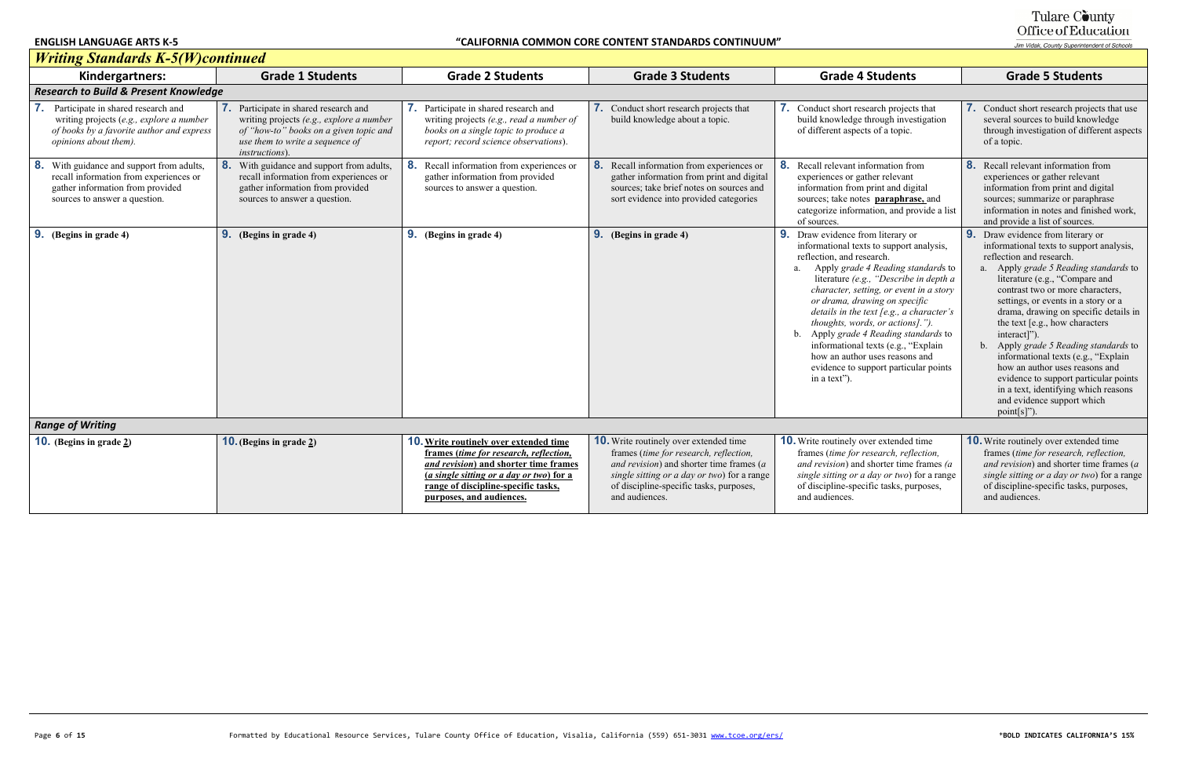**ENGLISH LANGUAGE ARTS K-5** **"CALIFORNIA COMMON CORE CONTENT STANDARDS CONTINUUM"**

## *Writing Standards K-5(W)continued*

| Kindergartners: | Grade 1 Students | Grade 2 Students | Grade 3 Students | Grade 4 Students | Grade 5 Students |
|---|---|---|---|---|---|
| ***Research to Build & Present Knowledge*** | | | | | |
| **7.** Participate in shared research and writing projects (*e.g., explore a number of books by a favorite author and express opinions about them).* | **7.** Participate in shared research and writing projects *(e.g., explore a number of "how-to" books on a given topic and use them to write a sequence of instructions*). | **7.** Participate in shared research and writing projects *(e.g., read a number of books on a single topic to produce a report; record science observations*). | **7.** Conduct short research projects that build knowledge about a topic. | **7.** Conduct short research projects that build knowledge through investigation of different aspects of a topic. | **7.** Conduct short research projects that use several sources to build knowledge through investigation of different aspects of a topic. |
| **8.** With guidance and support from adults, recall information from experiences or gather information from provided sources to answer a question. | **8.** With guidance and support from adults, recall information from experiences or gather information from provided sources to answer a question. | **8.** Recall information from experiences or gather information from provided sources to answer a question. | **8.** Recall information from experiences or gather information from print and digital sources; take brief notes on sources and sort evidence into provided categories | **8.** Recall relevant information from experiences or gather relevant information from print and digital sources; take notes **<u>paraphrase,</u>** and categorize information, and provide a list of sources. | **8.** Recall relevant information from experiences or gather relevant information from print and digital sources; summarize or paraphrase information in notes and finished work, and provide a list of sources. |
| **9. (Begins in grade 4)** | **9. (Begins in grade 4)** | **9. (Begins in grade 4)** | **9. (Begins in grade 4)** | **9.** Draw evidence from literary or informational texts to support analysis, reflection, and research. <br>a. Apply *grade 4 Reading standards* to literature *(e.g., "Describe in depth a character, setting, or event in a story or drama, drawing on specific details in the text [e.g., a character's thoughts, words, or actions].").* <br>b. Apply *grade 4 Reading standards* to informational texts (e.g., "Explain how an author uses reasons and evidence to support particular points in a text"). | **9.** Draw evidence from literary or informational texts to support analysis, reflection and research. <br>a. Apply *grade 5 Reading standards* to literature (e.g., "Compare and contrast two or more characters, settings, or events in a story or a drama, drawing on specific details in the text [e.g., how characters interact]"). <br>b. Apply *grade 5 Reading standards* to informational texts (e.g., "Explain how an author uses reasons and evidence to support particular points in a text, identifying which reasons and evidence support which point[s]"). |
| ***Range of Writing*** | | | | | |
| **10. (Begins in grade <u>2</u>)** | **10. (Begins in grade <u>2</u>)** | **10. <u>Write routinely over extended time frames (*time for research, reflection, and revision*) and shorter time frames (*a single sitting or a day or two*) for a range of discipline-specific tasks, purposes, and audiences.</u>** | **10.** Write routinely over extended time frames (*time for research, reflection, and revision*) and shorter time frames (*a single sitting or a day or two*) for a range of discipline-specific tasks, purposes, and audiences. | **10.** Write routinely over extended time frames (*time for research, reflection, and revision*) and shorter time frames *(a single sitting or a day or two*) for a range of discipline-specific tasks, purposes, and audiences. | **10.** Write routinely over extended time frames (*time for research, reflection, and revision*) and shorter time frames (*a single sitting or a day or two*) for a range of discipline-specific tasks, purposes, and audiences. |

*BOLD INDICATES CALIFORNIA'S 15%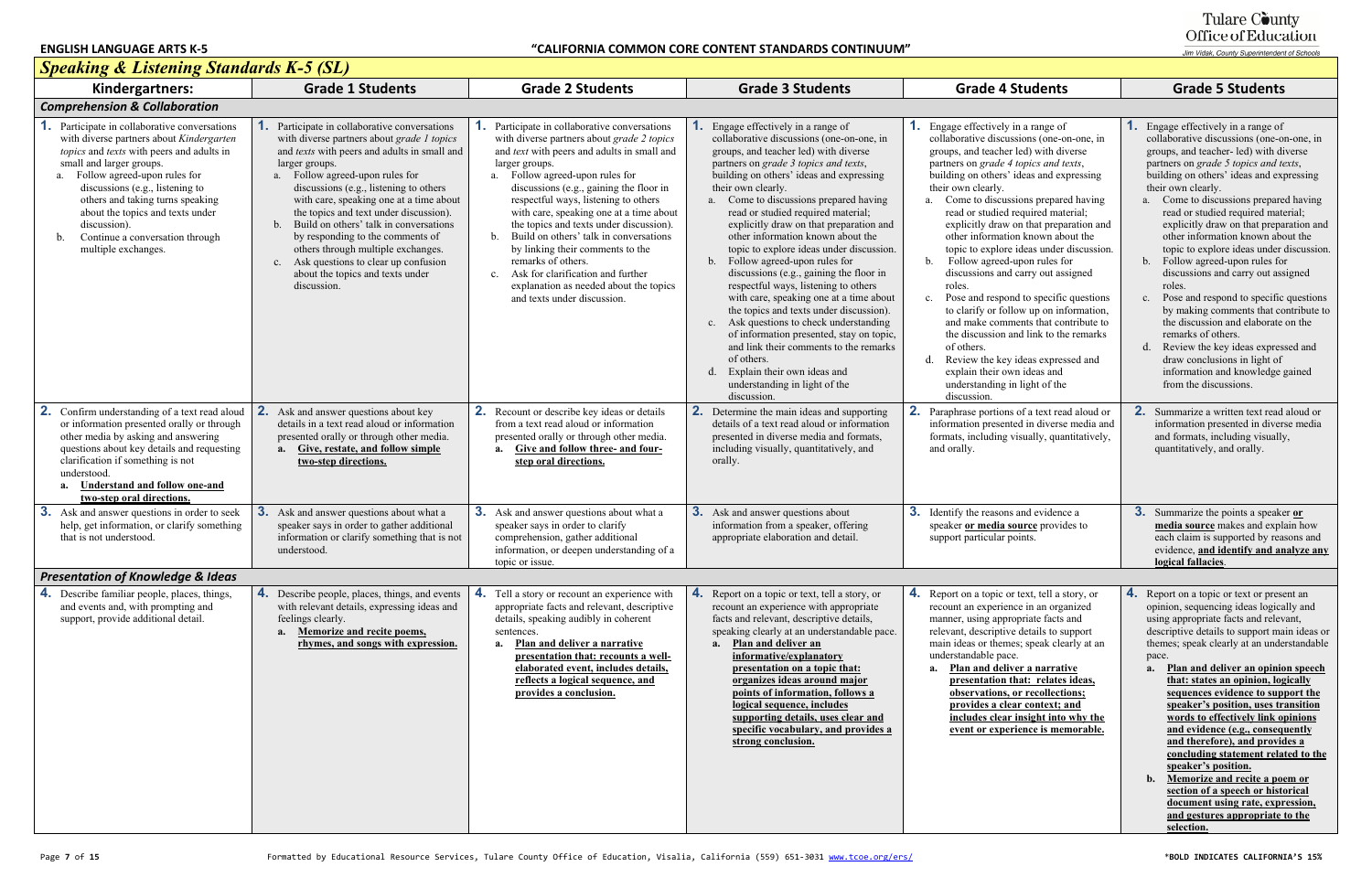**ENGLISH LANGUAGE ARTS K-5** **"CALIFORNIA COMMON CORE CONTENT STANDARDS CONTINUUM"**

## *Speaking & Listening Standards K-5 (SL)*

| Kindergartners: | Grade 1 Students | Grade 2 Students | Grade 3 Students | Grade 4 Students | Grade 5 Students |
|---|---|---|---|---|---|
| ***Comprehension & Collaboration*** | | | | | |
| **1.** Participate in collaborative conversations with diverse partners about *Kindergarten topics* and *texts* with peers and adults in small and larger groups.<br>a. Follow agreed-upon rules for discussions (e.g., listening to others and taking turns speaking about the topics and texts under discussion).<br>b. Continue a conversation through multiple exchanges. | **1.** Participate in collaborative conversations with diverse partners about *grade 1 topics* and *texts* with peers and adults in small and larger groups.<br>a. Follow agreed-upon rules for discussions (e.g., listening to others with care, speaking one at a time about the topics and text under discussion).<br>b. Build on others' talk in conversations by responding to the comments of others through multiple exchanges.<br>c. Ask questions to clear up confusion about the topics and texts under discussion. | **1.** Participate in collaborative conversations with diverse partners about *grade 2 topics* and *text* with peers and adults in small and larger groups.<br>a. Follow agreed-upon rules for discussions (e.g., gaining the floor in respectful ways, listening to others with care, speaking one at a time about the topics and texts under discussion).<br>b. Build on others' talk in conversations by linking their comments to the remarks of others.<br>c. Ask for clarification and further explanation as needed about the topics and texts under discussion. | **1.** Engage effectively in a range of collaborative discussions (one-on-one, in groups, and teacher led) with diverse partners on *grade 3 topics and texts*, building on others' ideas and expressing their own clearly.<br>a. Come to discussions prepared having read or studied required material; explicitly draw on that preparation and other information known about the topic to explore ideas under discussion.<br>b. Follow agreed-upon rules for discussions (e.g., gaining the floor in respectful ways, listening to others with care, speaking one at a time about the topics and texts under discussion).<br>c. Ask questions to check understanding of information presented, stay on topic, and link their comments to the remarks of others.<br>d. Explain their own ideas and understanding in light of the discussion. | **1.** Engage effectively in a range of collaborative discussions (one-on-one, in groups, and teacher led) with diverse partners on *grade 4 topics and texts*, building on others' ideas and expressing their own clearly.<br>a. Come to discussions prepared having read or studied required material; explicitly draw on that preparation and other information known about the topic to explore ideas under discussion.<br>b. Follow agreed-upon rules for discussions and carry out assigned roles.<br>c. Pose and respond to specific questions to clarify or follow up on information, and make comments that contribute to the discussion and link to the remarks of others.<br>d. Review the key ideas expressed and explain their own ideas and understanding in light of the discussion. | **1.** Engage effectively in a range of collaborative discussions (one-on-one, in groups, and teacher- led) with diverse partners on *grade 5 topics and texts*, building on others' ideas and expressing their own clearly.<br>a. Come to discussions prepared having read or studied required material; explicitly draw on that preparation and other information known about the topic to explore ideas under discussion.<br>b. Follow agreed-upon rules for discussions and carry out assigned roles.<br>c. Pose and respond to specific questions by making comments that contribute to the discussion and elaborate on the remarks of others.<br>d. Review the key ideas expressed and draw conclusions in light of information and knowledge gained from the discussions. |
| **2.** Confirm understanding of a text read aloud or information presented orally or through other media by asking and answering questions about key details and requesting clarification if something is not understood.<br>**a. <u>Understand and follow one-and two-step oral directions.</u>** | **2.** Ask and answer questions about key details in a text read aloud or information presented orally or through other media.<br>**a. <u>Give, restate, and follow simple two-step directions.</u>** | **2.** Recount or describe key ideas or details from a text read aloud or information presented orally or through other media.<br>**a. <u>Give and follow three- and four-step oral directions.</u>** | **2.** Determine the main ideas and supporting details of a text read aloud or information presented in diverse media and formats, including visually, quantitatively, and orally. | **2.** Paraphrase portions of a text read aloud or information presented in diverse media and formats, including visually, quantitatively, and orally. | **2.** Summarize a written text read aloud or information presented in diverse media and formats, including visually, quantitatively, and orally. |
| **3.** Ask and answer questions in order to seek help, get information, or clarify something that is not understood. | **3.** Ask and answer questions about what a speaker says in order to gather additional information or clarify something that is not understood. | **3.** Ask and answer questions about what a speaker says in order to clarify comprehension, gather additional information, or deepen understanding of a topic or issue. | **3.** Ask and answer questions about information from a speaker, offering appropriate elaboration and detail. | **3.** Identify the reasons and evidence a speaker **<u>or media source</u>** provides to support particular points. | **3.** Summarize the points a speaker **<u>or media source</u>** makes and explain how each claim is supported by reasons and evidence, **<u>and identify and analyze any logical fallacies</u>**. |
| ***Presentation of Knowledge & Ideas*** | | | | | |
| **4.** Describe familiar people, places, things, and events and, with prompting and support, provide additional detail. | **4.** Describe people, places, things, and events with relevant details, expressing ideas and feelings clearly.<br>**a. <u>Memorize and recite poems, rhymes, and songs with expression.</u>** | **4.** Tell a story or recount an experience with appropriate facts and relevant, descriptive details, speaking audibly in coherent sentences.<br>**a. <u>Plan and deliver a narrative presentation that: recounts a well-elaborated event, includes details, reflects a logical sequence, and provides a conclusion.</u>** | **4.** Report on a topic or text, tell a story, or recount an experience with appropriate facts and relevant, descriptive details, speaking clearly at an understandable pace.<br>**a. <u>Plan and deliver an informative/explanatory presentation on a topic that: organizes ideas around major points of information, follows a logical sequence, includes supporting details, uses clear and specific vocabulary, and provides a strong conclusion.</u>** | **4.** Report on a topic or text, tell a story, or recount an experience in an organized manner, using appropriate facts and relevant, descriptive details to support main ideas or themes; speak clearly at an understandable pace.<br>**a. <u>Plan and deliver a narrative presentation that: relates ideas, observations, or recollections; provides a clear context; and includes clear insight into why the event or experience is memorable.</u>** | **4.** Report on a topic or text or present an opinion, sequencing ideas logically and using appropriate facts and relevant, descriptive details to support main ideas or themes; speak clearly at an understandable pace.<br>**a. <u>Plan and deliver an opinion speech that: states an opinion, logically sequences evidence to support the speaker's position, uses transition words to effectively link opinions and evidence (e.g., consequently and therefore), and provides a concluding statement related to the speaker's position.</u>**<br>**b. <u>Memorize and recite a poem or section of a speech or historical document using rate, expression, and gestures appropriate to the selection.</u>** |

*BOLD INDICATES CALIFORNIA'S 15%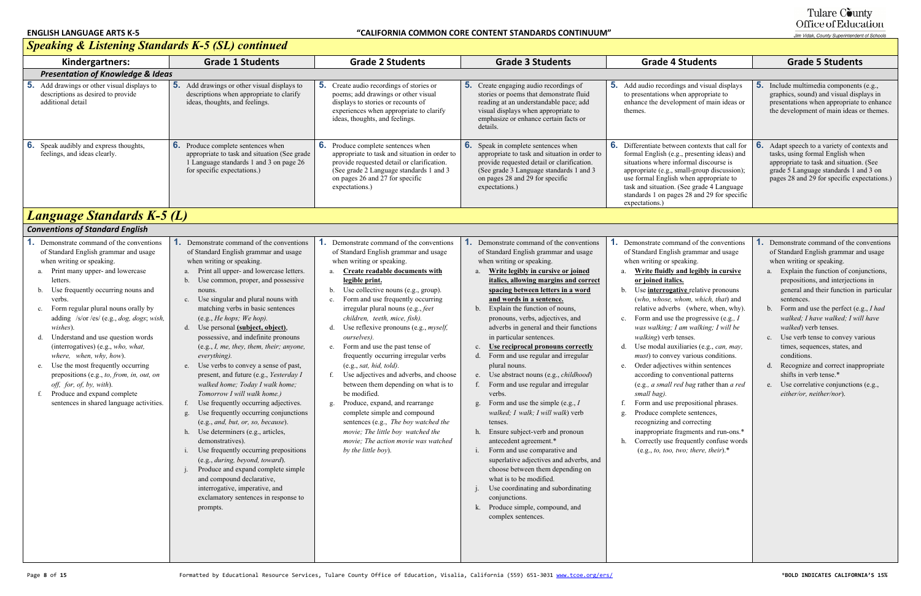**ENGLISH LANGUAGE ARTS K-5** **"CALIFORNIA COMMON CORE CONTENT STANDARDS CONTINUUM"**

## *Speaking & Listening Standards K-5 (SL) continued*

| Kindergartners: | Grade 1 Students | Grade 2 Students | Grade 3 Students | Grade 4 Students | Grade 5 Students |
|---|---|---|---|---|---|
| ***Presentation of Knowledge & Ideas*** | | | | | |
| **5.** Add drawings or other visual displays to descriptions as desired to provide additional detail | **5.** Add drawings or other visual displays to descriptions when appropriate to clarify ideas, thoughts, and feelings. | **5.** Create audio recordings of stories or poems; add drawings or other visual displays to stories or recounts of experiences when appropriate to clarify ideas, thoughts, and feelings. | **5.** Create engaging audio recordings of stories or poems that demonstrate fluid reading at an understandable pace; add visual displays when appropriate to emphasize or enhance certain facts or details. | **5.** Add audio recordings and visual displays to presentations when appropriate to enhance the development of main ideas or themes. | **5.** Include multimedia components (e.g., graphics, sound) and visual displays in presentations when appropriate to enhance the development of main ideas or themes. |
| **6.** Speak audibly and express thoughts, feelings, and ideas clearly. | **6.** Produce complete sentences when appropriate to task and situation (See grade 1 Language standards 1 and 3 on page 26 for specific expectations.) | **6.** Produce complete sentences when appropriate to task and situation in order to provide requested detail or clarification. (See grade 2 Language standards 1 and 3 on pages 26 and 27 for specific expectations.) | **6.** Speak in complete sentences when appropriate to task and situation in order to provide requested detail or clarification. (See grade 3 Language standards 1 and 3 on pages 28 and 29 for specific expectations.) | **6.** Differentiate between contexts that call for formal English (e.g., presenting ideas) and situations where informal discourse is appropriate (e.g., small-group discussion); use formal English when appropriate to task and situation. (See grade 4 Language standards 1 on pages 28 and 29 for specific expectations.) | **6.** Adapt speech to a variety of contexts and tasks, using formal English when appropriate to task and situation. (See grade 5 Language standards 1 and 3 on pages 28 and 29 for specific expectations.) |

## *Language Standards K-5 (L)*

| Kindergartners: | Grade 1 Students | Grade 2 Students | Grade 3 Students | Grade 4 Students | Grade 5 Students |
|---|---|---|---|---|---|
| ***Conventions of Standard English*** | | | | | |
| **1.** Demonstrate command of the conventions of Standard English grammar and usage when writing or speaking.<br>a. Print many upper- and lowercase letters.<br>b. Use frequently occurring nouns and verbs.<br>c. Form regular plural nouns orally by adding /s/or /es/ (e.g., *dog, dogs*; *wish, wishes*).<br>d. Understand and use question words (interrogatives) (e.g., *who, what, where, when, why, how*).<br>e. Use the most frequently occurring prepositions (e.g., *to, from, in, out, on off, for, of, by, with*).<br>f. Produce and expand complete sentences in shared language activities. | **1.** Demonstrate command of the conventions of Standard English grammar and usage when writing or speaking.<br>a. Print all upper- and lowercase letters.<br>b. Use common, proper, and possessive nouns.<br>c. Use singular and plural nouns with matching verbs in basic sentences (e.g., *He hops; We hop).*<br>d. Use personal **(<u>subject, object</u>)**, possessive, and indefinite pronouns (e.g., *I, me, they, them, their; anyone, everything).*<br>e. Use verbs to convey a sense of past, present, and future (e.g., *Yesterday I walked home; Today I walk home; Tomorrow I will walk home.)*<br>f. Use frequently occurring adjectives.<br>g. Use frequently occurring conjunctions (e.g., *and, but, or, so, because*).<br>h. Use determiners (e.g., articles, demonstratives).<br>i. Use frequently occurring prepositions (e.g., *during, beyond, toward*).<br>j. Produce and expand complete simple and compound declarative, interrogative, imperative, and exclamatory sentences in response to prompts. | **1.** Demonstrate command of the conventions of Standard English grammar and usage when writing or speaking.<br>a. **<u>Create readable documents with legible print.</u>**<br>b. Use collective nouns (e.g., group).<br>c. Form and use frequently occurring irregular plural nouns (e.g., *feet children, teeth, mice, fish).*<br>d. Use reflexive pronouns (e.g., *myself, ourselves).*<br>e. Form and use the past tense of frequently occurring irregular verbs (e.g., *sat, hid, told)*.<br>f. Use adjectives and adverbs, and choose between them depending on what is to be modified.<br>g. Produce, expand, and rearrange complete simple and compound sentences (e.g., *The boy watched the movie; The little boy watched the movie; The action movie was watched by the little boy*). | **1.** Demonstrate command of the conventions of Standard English grammar and usage when writing or speaking.<br>a. **<u>Write legibly in cursive or joined italics, allowing margins and correct spacing between letters in a word and words in a sentence.</u>**<br>b. Explain the function of nouns, pronouns, verbs, adjectives, and adverbs in general and their functions in particular sentences.<br>c. **<u>Use reciprocal pronouns correctly</u>**<br>d. Form and use regular and irregular plural nouns.<br>e. Use abstract nouns (e.g., *childhood*)<br>f. Form and use regular and irregular verbs.<br>g. Form and use the simple (e.g., *I walked; I walk; I will walk*) verb tenses.<br>h. Ensure subject-verb and pronoun antecedent agreement.*<br>i. Form and use comparative and superlative adjectives and adverbs, and choose between them depending on what is to be modified.<br>j. Use coordinating and subordinating conjunctions.<br>k. Produce simple, compound, and complex sentences. | **1.** Demonstrate command of the conventions of Standard English grammar and usage when writing or speaking.<br>a. **<u>Write fluidly and legibly in cursive or joined italics.</u>**<br>b. Use **<u>interrogative</u>** relative pronouns (*who, whose, whom, which, that*) and relative adverbs (where, when, why).<br>c. Form and use the progressive (e.g., *I was walking; I am walking; I will be walking*) verb tenses.<br>d. Use modal auxiliaries (e.g., *can, may, must*) to convey various conditions.<br>e. Order adjectives within sentences according to conventional patterns (e.g., *a small red bag* rather than *a red small bag).*<br>f. Form and use prepositional phrases.<br>g. Produce complete sentences, recognizing and correcting inappropriate fragments and run-ons.*<br>h. Correctly use frequently confuse words (e.g., *to, too, two; there, their*).* | **1.** Demonstrate command of the conventions of Standard English grammar and usage when writing or speaking.<br>a. Explain the function of conjunctions, prepositions, and interjections in general and their function in particular sentences.<br>b. Form and use the perfect (e.g., *I had walked; I have walked; I will have walked*) verb tenses.<br>c. Use verb tense to convey various times, sequences, states, and conditions.<br>d. Recognize and correct inappropriate shifts in verb tense.*<br>e. Use correlative conjunctions (e.g., *either/or, neither/nor*). |

Formatted by Educational Resource Services, Tulare County Office of Education, Visalia, California (559) 651-3031 www.tcoe.org/ers/

***BOLD INDICATES CALIFORNIA'S 15%**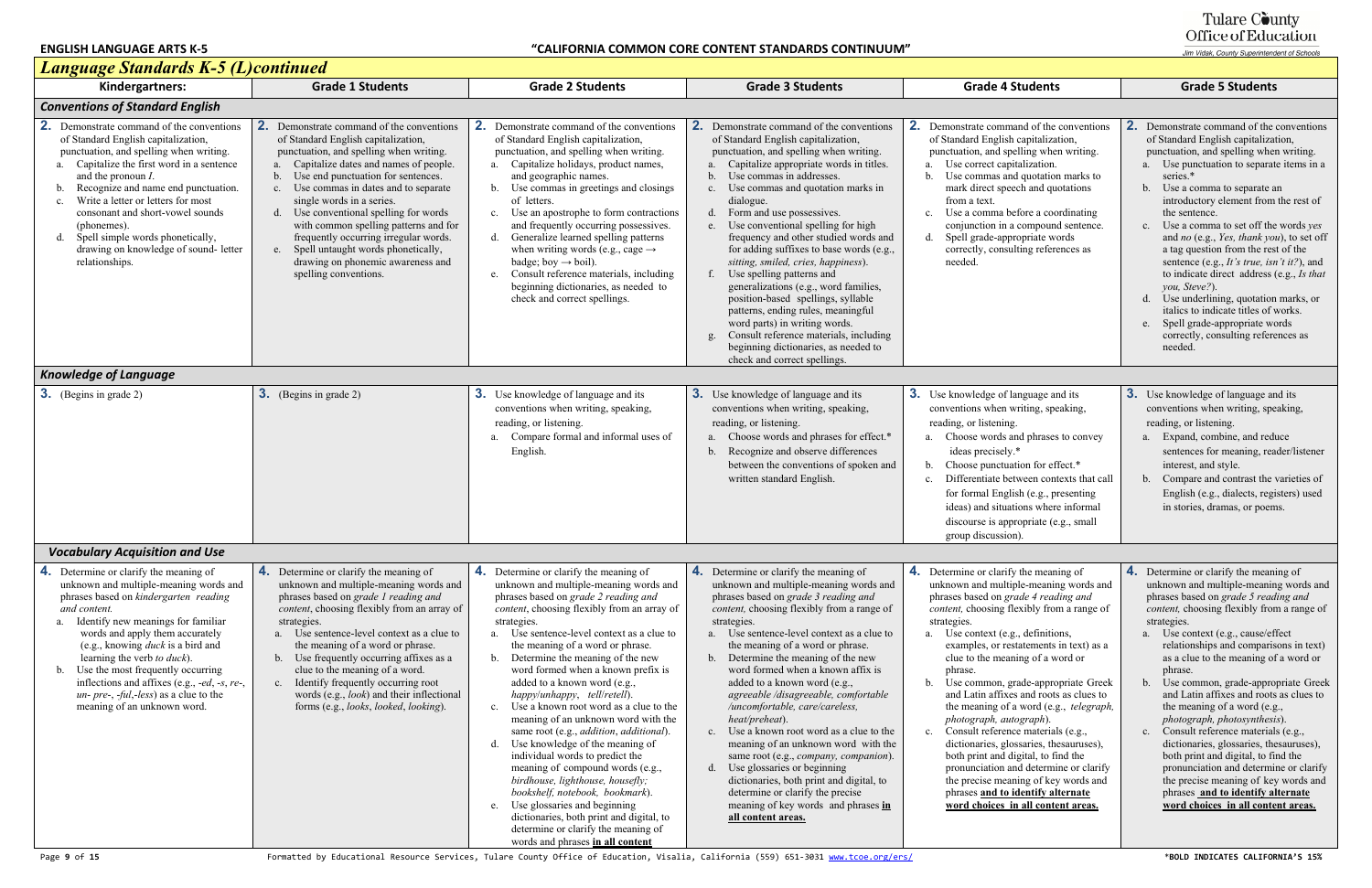## Language Standards K-5 (L) continued

| Kindergartners: | Grade 1 Students | Grade 2 Students | Grade 3 Students | Grade 4 Students | Grade 5 Students |
|---|---|---|---|---|---|
| ***Conventions of Standard English*** | | | | | |
| **2.** Demonstrate command of the conventions of Standard English capitalization, punctuation, and spelling when writing.<br>a. Capitalize the first word in a sentence and the pronoun *I*.<br>b. Recognize and name end punctuation.<br>c. Write a letter or letters for most consonant and short-vowel sounds (phonemes).<br>d. Spell simple words phonetically, drawing on knowledge of sound- letter relationships. | **2.** Demonstrate command of the conventions of Standard English capitalization, punctuation, and spelling when writing.<br>a. Capitalize dates and names of people.<br>b. Use end punctuation for sentences.<br>c. Use commas in dates and to separate single words in a series.<br>d. Use conventional spelling for words with common spelling patterns and for frequently occurring irregular words.<br>e. Spell untaught words phonetically, drawing on phonemic awareness and spelling conventions. | **2.** Demonstrate command of the conventions of Standard English capitalization, punctuation, and spelling when writing.<br>a. Capitalize holidays, product names, and geographic names.<br>b. Use commas in greetings and closings of letters.<br>c. Use an apostrophe to form contractions and frequently occurring possessives.<br>d. Generalize learned spelling patterns when writing words (e.g., cage → badge; boy → boil).<br>e. Consult reference materials, including beginning dictionaries, as needed to check and correct spellings. | **2.** Demonstrate command of the conventions of Standard English capitalization, punctuation, and spelling when writing.<br>a. Capitalize appropriate words in titles.<br>b. Use commas in addresses.<br>c. Use commas and quotation marks in dialogue.<br>d. Form and use possessives.<br>e. Use conventional spelling for high frequency and other studied words and for adding suffixes to base words (e.g., *sitting, smiled, cries, happiness*).<br>f. Use spelling patterns and generalizations (e.g., word families, position-based spellings, syllable patterns, ending rules, meaningful word parts) in writing words.<br>g. Consult reference materials, including beginning dictionaries, as needed to check and correct spellings. | **2.** Demonstrate command of the conventions of Standard English capitalization, punctuation, and spelling when writing.<br>a. Use correct capitalization.<br>b. Use commas and quotation marks to mark direct speech and quotations from a text.<br>c. Use a comma before a coordinating conjunction in a compound sentence.<br>d. Spell grade-appropriate words correctly, consulting references as needed. | **2.** Demonstrate command of the conventions of Standard English capitalization, punctuation, and spelling when writing.<br>a. Use punctuation to separate items in a series.*<br>b. Use a comma to separate an introductory element from the rest of the sentence.<br>c. Use a comma to set off the words *yes* and *no* (e.g., *Yes, thank you*), to set off a tag question from the rest of the sentence (e.g., *It's true, isn't it?*), and to indicate direct address (e.g., *Is that you, Steve?*).<br>d. Use underlining, quotation marks, or italics to indicate titles of works.<br>e. Spell grade-appropriate words correctly, consulting references as needed. |
| ***Knowledge of Language*** | | | | | |
| **3.** (Begins in grade 2) | **3.** (Begins in grade 2) | **3.** Use knowledge of language and its conventions when writing, speaking, reading, or listening.<br>a. Compare formal and informal uses of English. | **3.** Use knowledge of language and its conventions when writing, speaking, reading, or listening.<br>a. Choose words and phrases for effect.*<br>b. Recognize and observe differences between the conventions of spoken and written standard English. | **3.** Use knowledge of language and its conventions when writing, speaking, reading, or listening.<br>a. Choose words and phrases to convey ideas precisely.*<br>b. Choose punctuation for effect.*<br>c. Differentiate between contexts that call for formal English (e.g., presenting ideas) and situations where informal discourse is appropriate (e.g., small group discussion). | **3.** Use knowledge of language and its conventions when writing, speaking, reading, or listening.<br>a. Expand, combine, and reduce sentences for meaning, reader/listener interest, and style.<br>b. Compare and contrast the varieties of English (e.g., dialects, registers) used in stories, dramas, or poems. |
| ***Vocabulary Acquisition and Use*** | | | | | |
| **4.** Determine or clarify the meaning of unknown and multiple-meaning words and phrases based on *kindergarten reading and content.*<br>a. Identify new meanings for familiar words and apply them accurately (e.g., knowing *duck* is a bird and learning the verb *to duck*).<br>b. Use the most frequently occurring inflections and affixes (e.g., *-ed*, *-s*, *re-*, *un- pre-*, *-ful*, *-less*) as a clue to the meaning of an unknown word. | **4.** Determine or clarify the meaning of unknown and multiple-meaning words and phrases based on *grade 1 reading and content*, choosing flexibly from an array of strategies.<br>a. Use sentence-level context as a clue to the meaning of a word or phrase.<br>b. Use frequently occurring affixes as a clue to the meaning of a word.<br>c. Identify frequently occurring root words (e.g., *look*) and their inflectional forms (e.g., *looks*, *looked*, *looking*). | **4.** Determine or clarify the meaning of unknown and multiple-meaning words and phrases based on *grade 2 reading and content*, choosing flexibly from an array of strategies.<br>a. Use sentence-level context as a clue to the meaning of a word or phrase.<br>b. Determine the meaning of the new word formed when a known prefix is added to a known word (e.g., *happy/unhappy*, *tell/retell*).<br>c. Use a known root word as a clue to the meaning of an unknown word with the same root (e.g., *addition*, *additional*).<br>d. Use knowledge of the meaning of individual words to predict the meaning of compound words (e.g., *birdhouse, lighthouse, housefly; bookshelf, notebook, bookmark*).<br>e. Use glossaries and beginning dictionaries, both print and digital, to determine or clarify the meaning of words and phrases **in all content** | **4.** Determine or clarify the meaning of unknown and multiple-meaning words and phrases based on *grade 3 reading and content,* choosing flexibly from a range of strategies.<br>a. Use sentence-level context as a clue to the meaning of a word or phrase.<br>b. Determine the meaning of the new word formed when a known affix is added to a known word (e.g., *agreeable /disagreeable, comfortable /uncomfortable, care/careless, heat/preheat*).<br>c. Use a known root word as a clue to the meaning of an unknown word with the same root (e.g., *company, companion*).<br>d. Use glossaries or beginning dictionaries, both print and digital, to determine or clarify the precise meaning of key words and phrases **in all content areas.** | **4.** Determine or clarify the meaning of unknown and multiple-meaning words and phrases based on *grade 4 reading and content,* choosing flexibly from a range of strategies.<br>a. Use context (e.g., definitions, examples, or restatements in text) as a clue to the meaning of a word or phrase.<br>b. Use common, grade-appropriate Greek and Latin affixes and roots as clues to the meaning of a word (e.g., *telegraph, photograph, autograph*).<br>c. Consult reference materials (e.g., dictionaries, glossaries, thesauruses), both print and digital, to find the pronunciation and determine or clarify the precise meaning of key words and phrases **and to identify alternate word choices in all content areas.** | **4.** Determine or clarify the meaning of unknown and multiple-meaning words and phrases based on *grade 5 reading and content,* choosing flexibly from a range of strategies.<br>a. Use context (e.g., cause/effect relationships and comparisons in text) as a clue to the meaning of a word or phrase.<br>b. Use common, grade-appropriate Greek and Latin affixes and roots as clues to the meaning of a word (e.g., *photograph, photosynthesis*).<br>c. Consult reference materials (e.g., dictionaries, glossaries, thesauruses), both print and digital, to find the pronunciation and determine or clarify the precise meaning of key words and phrases **and to identify alternate word choices in all content areas.** |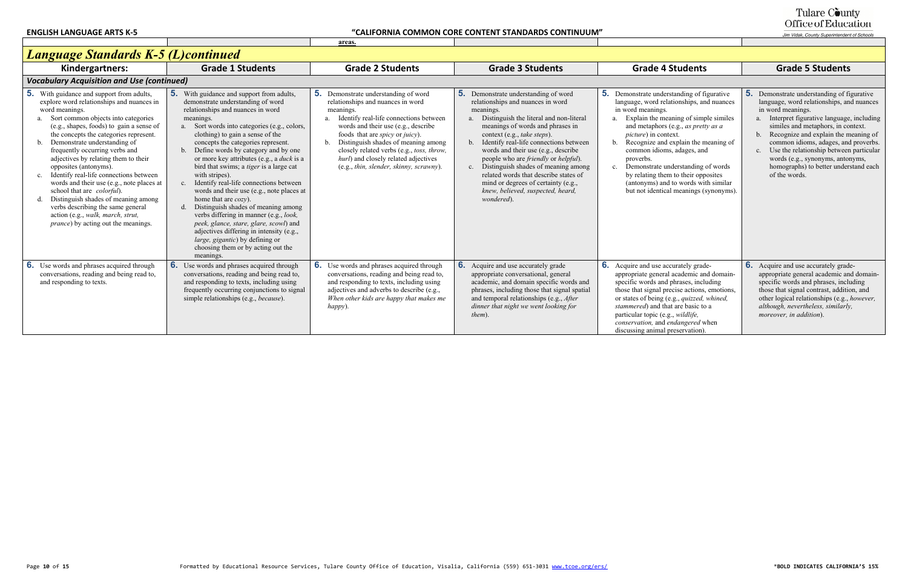| | | areas. | | | |
|---|---|---|---|---|---|

## *Language Standards K-5 (L)continued*

| Kindergartners: | Grade 1 Students | Grade 2 Students | Grade 3 Students | Grade 4 Students | Grade 5 Students |
|---|---|---|---|---|---|
| ***Vocabulary Acquisition and Use (continued)*** | | | | | |
| **5.** With guidance and support from adults, explore word relationships and nuances in word meanings.<br>a. Sort common objects into categories (e.g., shapes, foods) to gain a sense of the concepts the categories represent.<br>b. Demonstrate understanding of frequently occurring verbs and adjectives by relating them to their opposites (antonyms).<br>c. Identify real-life connections between words and their use (e.g., note places at school that are *colorful*).<br>d. Distinguish shades of meaning among verbs describing the same general action (e.g., *walk, march, strut, prance*) by acting out the meanings. | **5.** With guidance and support from adults, demonstrate understanding of word relationships and nuances in word meanings.<br>a. Sort words into categories (e.g., colors, clothing) to gain a sense of the concepts the categories represent.<br>b. Define words by category and by one or more key attributes (e.g., a *duck* is a bird that swims; a *tiger* is a large cat with stripes).<br>c. Identify real-life connections between words and their use (e.g., note places at home that are *cozy*).<br>d. Distinguish shades of meaning among verbs differing in manner (e.g., *look, peek, glance, stare, glare, scowl*) and adjectives differing in intensity (e.g., *large, gigantic*) by defining or choosing them or by acting out the meanings. | **5.** Demonstrate understanding of word relationships and nuances in word meanings.<br>a. Identify real-life connections between words and their use (e.g., describe foods that are *spicy* or *juicy*).<br>b. Distinguish shades of meaning among closely related verbs (e.g., *toss, throw, hurl*) and closely related adjectives (e.g., *thin, slender, skinny, scrawny*). | **5.** Demonstrate understanding of word relationships and nuances in word meanings.<br>a. Distinguish the literal and non-literal meanings of words and phrases in context (e.g., *take steps*).<br>b. Identify real-life connections between words and their use (e.g., describe people who are *friendly* or *helpful*).<br>c. Distinguish shades of meaning among related words that describe states of mind or degrees of certainty (e.g., *knew, believed, suspected, heard, wondered*). | **5.** Demonstrate understanding of figurative language, word relationships, and nuances in word meanings.<br>a. Explain the meaning of simple similes and metaphors (e.g., *as pretty as a picture*) in context.<br>b. Recognize and explain the meaning of common idioms, adages, and proverbs.<br>c. Demonstrate understanding of words by relating them to their opposites (antonyms) and to words with similar but not identical meanings (synonyms). | **5.** Demonstrate understanding of figurative language, word relationships, and nuances in word meanings.<br>a. Interpret figurative language, including similes and metaphors, in context.<br>b. Recognize and explain the meaning of common idioms, adages, and proverbs.<br>c. Use the relationship between particular words (e.g., synonyms, antonyms, homographs) to better understand each of the words. |
| **6.** Use words and phrases acquired through conversations, reading and being read to, and responding to texts. | **6.** Use words and phrases acquired through conversations, reading and being read to, and responding to texts, including using frequently occurring conjunctions to signal simple relationships (e.g., *because*). | **6.** Use words and phrases acquired through conversations, reading and being read to, and responding to texts, including using adjectives and adverbs to describe (e.g., *When other kids are happy that makes me happy*). | **6.** Acquire and use accurately grade appropriate conversational, general academic, and domain specific words and phrases, including those that signal spatial and temporal relationships (e.g., *After dinner that night we went looking for them*). | **6.** Acquire and use accurately grade-appropriate general academic and domain-specific words and phrases, including those that signal precise actions, emotions, or states of being (e.g., *quizzed, whined, stammered*) and that are basic to a particular topic (e.g., *wildlife, conservation,* and *endangered* when discussing animal preservation). | **6.** Acquire and use accurately grade-appropriate general academic and domain-specific words and phrases, including those that signal contrast, addition, and other logical relationships (e.g., *however, although, nevertheless, similarly, moreover, in addition*). |

*BOLD INDICATES CALIFORNIA'S 15%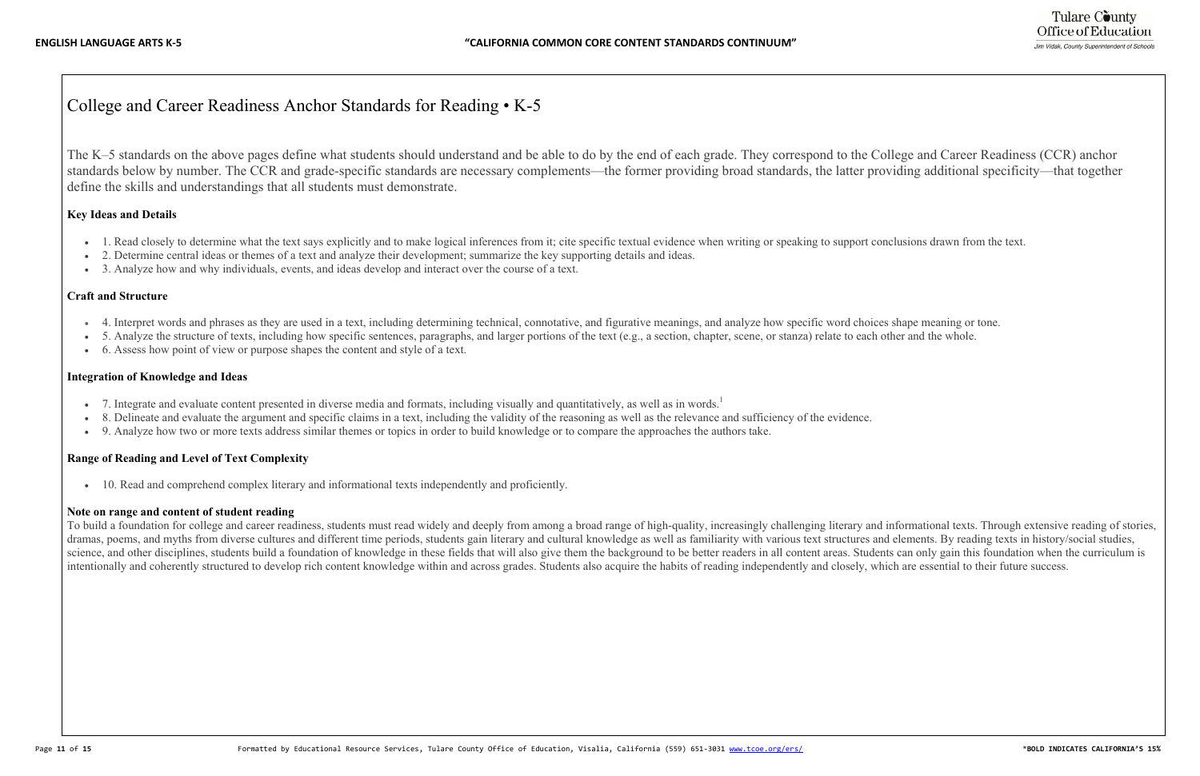# College and Career Readiness Anchor Standards for Reading • K-5

The K–5 standards on the above pages define what students should understand and be able to do by the end of each grade. They correspond to the College and Career Readiness (CCR) anchor standards below by number. The CCR and grade-specific standards are necessary complements—the former providing broad standards, the latter providing additional specificity—that together define the skills and understandings that all students must demonstrate.

### Key Ideas and Details

- 1. Read closely to determine what the text says explicitly and to make logical inferences from it; cite specific textual evidence when writing or speaking to support conclusions drawn from the text.
- 2. Determine central ideas or themes of a text and analyze their development; summarize the key supporting details and ideas.
- 3. Analyze how and why individuals, events, and ideas develop and interact over the course of a text.

### Craft and Structure

- 4. Interpret words and phrases as they are used in a text, including determining technical, connotative, and figurative meanings, and analyze how specific word choices shape meaning or tone.
- 5. Analyze the structure of texts, including how specific sentences, paragraphs, and larger portions of the text (e.g., a section, chapter, scene, or stanza) relate to each other and the whole.
- 6. Assess how point of view or purpose shapes the content and style of a text.

### Integration of Knowledge and Ideas

- 7. Integrate and evaluate content presented in diverse media and formats, including visually and quantitatively, as well as in words.[1]
- 8. Delineate and evaluate the argument and specific claims in a text, including the validity of the reasoning as well as the relevance and sufficiency of the evidence.
- 9. Analyze how two or more texts address similar themes or topics in order to build knowledge or to compare the approaches the authors take.

### Range of Reading and Level of Text Complexity

- 10. Read and comprehend complex literary and informational texts independently and proficiently.

### Note on range and content of student reading

To build a foundation for college and career readiness, students must read widely and deeply from among a broad range of high-quality, increasingly challenging literary and informational texts. Through extensive reading of stories, dramas, poems, and myths from diverse cultures and different time periods, students gain literary and cultural knowledge as well as familiarity with various text structures and elements. By reading texts in history/social studies, science, and other disciplines, students build a foundation of knowledge in these fields that will also give them the background to be better readers in all content areas. Students can only gain this foundation when the curriculum is intentionally and coherently structured to develop rich content knowledge within and across grades. Students also acquire the habits of reading independently and closely, which are essential to their future success.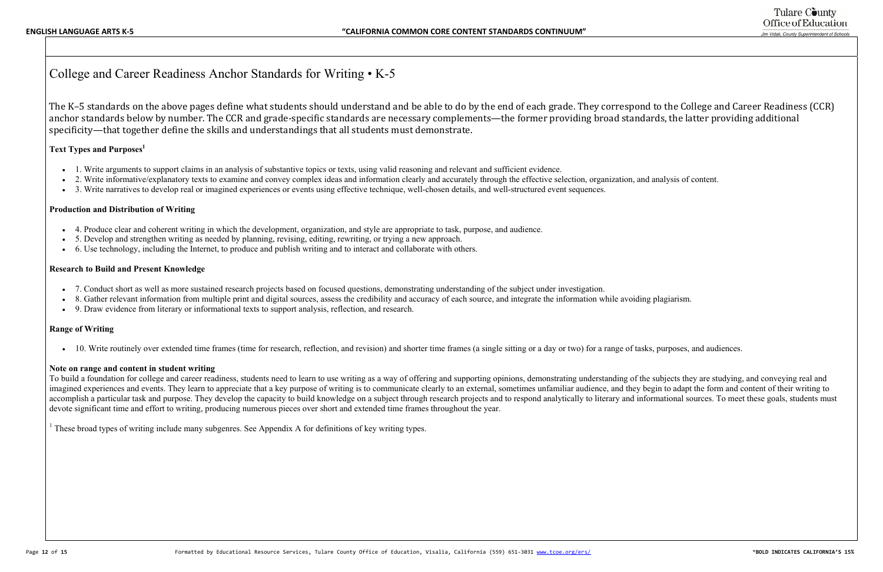# College and Career Readiness Anchor Standards for Writing • K-5

The K–5 standards on the above pages define what students should understand and be able to do by the end of each grade. They correspond to the College and Career Readiness (CCR) anchor standards below by number. The CCR and grade-specific standards are necessary complements—the former providing broad standards, the latter providing additional specificity—that together define the skills and understandings that all students must demonstrate.

**Text Types and Purposes[1]**

- 1. Write arguments to support claims in an analysis of substantive topics or texts, using valid reasoning and relevant and sufficient evidence.
- 2. Write informative/explanatory texts to examine and convey complex ideas and information clearly and accurately through the effective selection, organization, and analysis of content.
- 3. Write narratives to develop real or imagined experiences or events using effective technique, well-chosen details, and well-structured event sequences.

**Production and Distribution of Writing**

- 4. Produce clear and coherent writing in which the development, organization, and style are appropriate to task, purpose, and audience.
- 5. Develop and strengthen writing as needed by planning, revising, editing, rewriting, or trying a new approach.
- 6. Use technology, including the Internet, to produce and publish writing and to interact and collaborate with others.

**Research to Build and Present Knowledge**

- 7. Conduct short as well as more sustained research projects based on focused questions, demonstrating understanding of the subject under investigation.
- 8. Gather relevant information from multiple print and digital sources, assess the credibility and accuracy of each source, and integrate the information while avoiding plagiarism.
- 9. Draw evidence from literary or informational texts to support analysis, reflection, and research.

**Range of Writing**

- 10. Write routinely over extended time frames (time for research, reflection, and revision) and shorter time frames (a single sitting or a day or two) for a range of tasks, purposes, and audiences.

**Note on range and content in student writing**

To build a foundation for college and career readiness, students need to learn to use writing as a way of offering and supporting opinions, demonstrating understanding of the subjects they are studying, and conveying real and imagined experiences and events. They learn to appreciate that a key purpose of writing is to communicate clearly to an external, sometimes unfamiliar audience, and they begin to adapt the form and content of their writing to accomplish a particular task and purpose. They develop the capacity to build knowledge on a subject through research projects and to respond analytically to literary and informational sources. To meet these goals, students must devote significant time and effort to writing, producing numerous pieces over short and extended time frames throughout the year.

[1] These broad types of writing include many subgenres. See Appendix A for definitions of key writing types.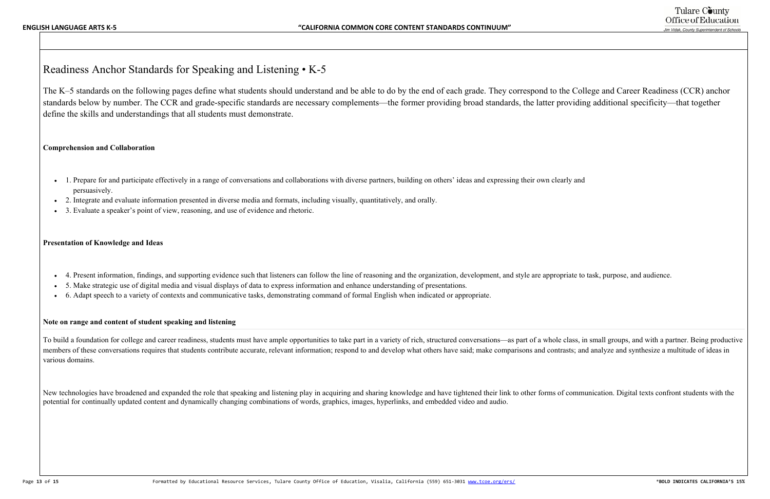# Readiness Anchor Standards for Speaking and Listening • K-5

The K–5 standards on the following pages define what students should understand and be able to do by the end of each grade. They correspond to the College and Career Readiness (CCR) anchor standards below by number. The CCR and grade-specific standards are necessary complements—the former providing broad standards, the latter providing additional specificity—that together define the skills and understandings that all students must demonstrate.

**Comprehension and Collaboration**

- 1. Prepare for and participate effectively in a range of conversations and collaborations with diverse partners, building on others' ideas and expressing their own clearly and persuasively.
- 2. Integrate and evaluate information presented in diverse media and formats, including visually, quantitatively, and orally.
- 3. Evaluate a speaker's point of view, reasoning, and use of evidence and rhetoric.

**Presentation of Knowledge and Ideas**

- 4. Present information, findings, and supporting evidence such that listeners can follow the line of reasoning and the organization, development, and style are appropriate to task, purpose, and audience.
- 5. Make strategic use of digital media and visual displays of data to express information and enhance understanding of presentations.
- 6. Adapt speech to a variety of contexts and communicative tasks, demonstrating command of formal English when indicated or appropriate.

**Note on range and content of student speaking and listening**

To build a foundation for college and career readiness, students must have ample opportunities to take part in a variety of rich, structured conversations—as part of a whole class, in small groups, and with a partner. Being productive members of these conversations requires that students contribute accurate, relevant information; respond to and develop what others have said; make comparisons and contrasts; and analyze and synthesize a multitude of ideas in various domains.

New technologies have broadened and expanded the role that speaking and listening play in acquiring and sharing knowledge and have tightened their link to other forms of communication. Digital texts confront students with the potential for continually updated content and dynamically changing combinations of words, graphics, images, hyperlinks, and embedded video and audio.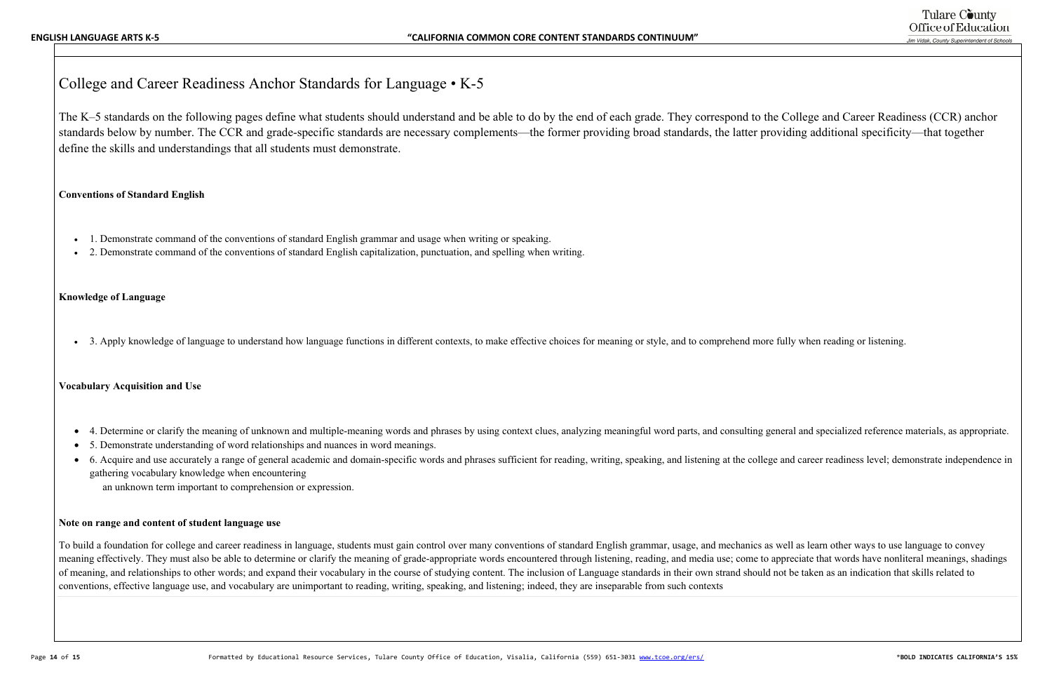# College and Career Readiness Anchor Standards for Language • K-5

The K–5 standards on the following pages define what students should understand and be able to do by the end of each grade. They correspond to the College and Career Readiness (CCR) anchor standards below by number. The CCR and grade-specific standards are necessary complements—the former providing broad standards, the latter providing additional specificity—that together define the skills and understandings that all students must demonstrate.

**Conventions of Standard English**

- 1. Demonstrate command of the conventions of standard English grammar and usage when writing or speaking.
- 2. Demonstrate command of the conventions of standard English capitalization, punctuation, and spelling when writing.

**Knowledge of Language**

- 3. Apply knowledge of language to understand how language functions in different contexts, to make effective choices for meaning or style, and to comprehend more fully when reading or listening.

**Vocabulary Acquisition and Use**

- 4. Determine or clarify the meaning of unknown and multiple-meaning words and phrases by using context clues, analyzing meaningful word parts, and consulting general and specialized reference materials, as appropriate.
- 5. Demonstrate understanding of word relationships and nuances in word meanings.
- 6. Acquire and use accurately a range of general academic and domain-specific words and phrases sufficient for reading, writing, speaking, and listening at the college and career readiness level; demonstrate independence in gathering vocabulary knowledge when encountering an unknown term important to comprehension or expression.

**Note on range and content of student language use**

To build a foundation for college and career readiness in language, students must gain control over many conventions of standard English grammar, usage, and mechanics as well as learn other ways to use language to convey meaning effectively. They must also be able to determine or clarify the meaning of grade-appropriate words encountered through listening, reading, and media use; come to appreciate that words have nonliteral meanings, shadings of meaning, and relationships to other words; and expand their vocabulary in the course of studying content. The inclusion of Language standards in their own strand should not be taken as an indication that skills related to conventions, effective language use, and vocabulary are unimportant to reading, writing, speaking, and listening; indeed, they are inseparable from such contexts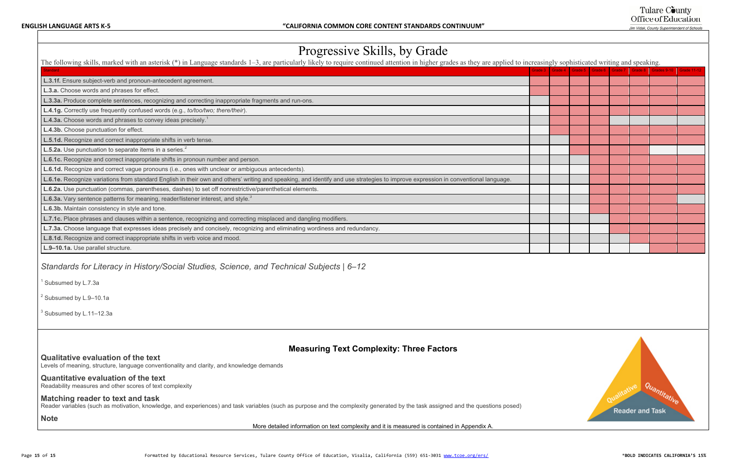# Progressive Skills, by Grade

The following skills, marked with an asterisk (*) in Language standards 1–3, are particularly likely to require continued attention in higher grades as they are applied to increasingly sophisticated writing and speaking.

| Standard | Grade 3 | Grade 4 | Grade 5 | Grade 6 | Grade 7 | Grade 8 | Grades 9-10 | Grade 11-12 |
|---|---|---|---|---|---|---|---|---|
| **L.3.1f.** Ensure subject-verb and pronoun-antecedent agreement. | | | | | | | | |
| **L.3.a.** Choose words and phrases for effect. | | | | | | | | |
| **L.3.3a.** Produce complete sentences, recognizing and correcting inappropriate fragments and run-ons. | | | | | | | | |
| **L.4.1g.** Correctly use frequently confused words (e.g., *to/too/two; there/their*). | | | | | | | | |
| **L.4.3a.** Choose words and phrases to convey ideas precisely.[1] | | | | | | | | |
| **L.4.3b.** Choose punctuation for effect. | | | | | | | | |
| **L.5.1d.** Recognize and correct inappropriate shifts in verb tense. | | | | | | | | |
| **L.5.2a.** Use punctuation to separate items in a series.[2] | | | | | | | | |
| **L.6.1c.** Recognize and correct inappropriate shifts in pronoun number and person. | | | | | | | | |
| **L.6.1d.** Recognize and correct vague pronouns (i.e., ones with unclear or ambiguous antecedents). | | | | | | | | |
| **L.6.1e.** Recognize variations from standard English in their own and others' writing and speaking, and identify and use strategies to improve expression in conventional language. | | | | | | | | |
| **L.6.2a.** Use punctuation (commas, parentheses, dashes) to set off nonrestrictive/parenthetical elements. | | | | | | | | |
| **L.6.3a.** Vary sentence patterns for meaning, reader/listener interest, and style.[3] | | | | | | | | |
| **L.6.3b.** Maintain consistency in style and tone. | | | | | | | | |
| **L.7.1c.** Place phrases and clauses within a sentence, recognizing and correcting misplaced and dangling modifiers. | | | | | | | | |
| **L.7.3a.** Choose language that expresses ideas precisely and concisely, recognizing and eliminating wordiness and redundancy. | | | | | | | | |
| **L.8.1d.** Recognize and correct inappropriate shifts in verb voice and mood. | | | | | | | | |
| **L.9–10.1a.** Use parallel structure. | | | | | | | | |

*Standards for Literacy in History/Social Studies, Science, and Technical Subjects | 6–12*

[1] Subsumed by L.7.3a

[2] Subsumed by L.9–10.1a

[3] Subsumed by L.11–12.3a

## Measuring Text Complexity: Three Factors

### Qualitative evaluation of the text

Levels of meaning, structure, language conventionality and clarity, and knowledge demands

### Quantitative evaluation of the text

Readability measures and other scores of text complexity

### Matching reader to text and task

Reader variables (such as motivation, knowledge, and experiences) and task variables (such as purpose and the complexity generated by the task assigned and the questions posed)

Qualitative

Quantitative

Reader and Task

### Note

More detailed information on text complexity and it is measured is contained in Appendix A.